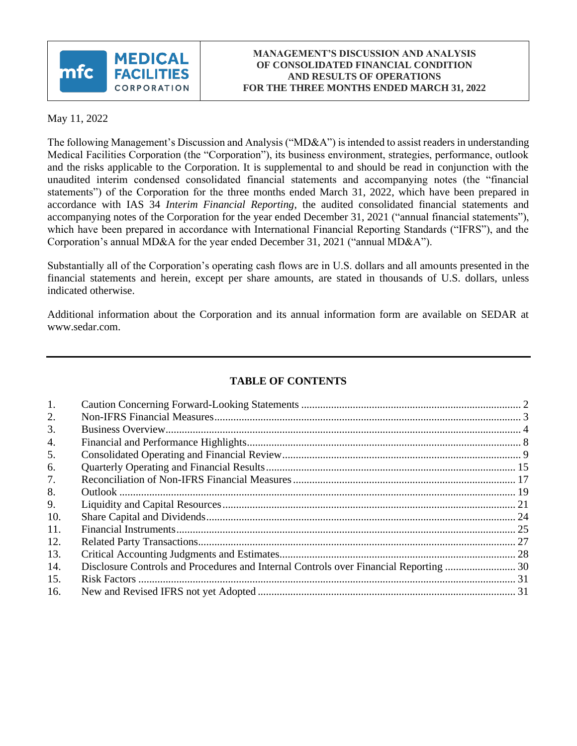MEDICAL FACILITIES CORPORATION

# MANAGEMENT'S DISCUSSION AND ANALYSIS OF CONSOLIDATED FINANCIAL CONDITION AND RESULTS OF OPERATIONS FOR THE THREE MONTHS ENDED MARCH 31, 2022

May 11, 2022

The following Management's Discussion and Analysis ("MD&A") is intended to assist readers in understanding Medical Facilities Corporation (the "Corporation"), its business environment, strategies, performance, outlook and the risks applicable to the Corporation. It is supplemental to and should be read in conjunction with the unaudited interim condensed consolidated financial statements and accompanying notes (the "financial statements") of the Corporation for the three months ended March 31, 2022, which have been prepared in accordance with IAS 34 *Interim Financial Reporting*, the audited consolidated financial statements and accompanying notes of the Corporation for the year ended December 31, 2021 ("annual financial statements"), which have been prepared in accordance with International Financial Reporting Standards ("IFRS"), and the Corporation's annual MD&A for the year ended December 31, 2021 ("annual MD&A").

Substantially all of the Corporation's operating cash flows are in U.S. dollars and all amounts presented in the financial statements and herein, except per share amounts, are stated in thousands of U.S. dollars, unless indicated otherwise.

Additional information about the Corporation and its annual information form are available on SEDAR at www.sedar.com.

---

## TABLE OF CONTENTS

| | | |
|---|---|---|
| 1. | Caution Concerning Forward-Looking Statements | 2 |
| 2. | Non-IFRS Financial Measures | 3 |
| 3. | Business Overview | 4 |
| 4. | Financial and Performance Highlights | 8 |
| 5. | Consolidated Operating and Financial Review | 9 |
| 6. | Quarterly Operating and Financial Results | 15 |
| 7. | Reconciliation of Non-IFRS Financial Measures | 17 |
| 8. | Outlook | 19 |
| 9. | Liquidity and Capital Resources | 21 |
| 10. | Share Capital and Dividends | 24 |
| 11. | Financial Instruments | 25 |
| 12. | Related Party Transactions | 27 |
| 13. | Critical Accounting Judgments and Estimates | 28 |
| 14. | Disclosure Controls and Procedures and Internal Controls over Financial Reporting | 30 |
| 15. | Risk Factors | 31 |
| 16. | New and Revised IFRS not yet Adopted | 31 |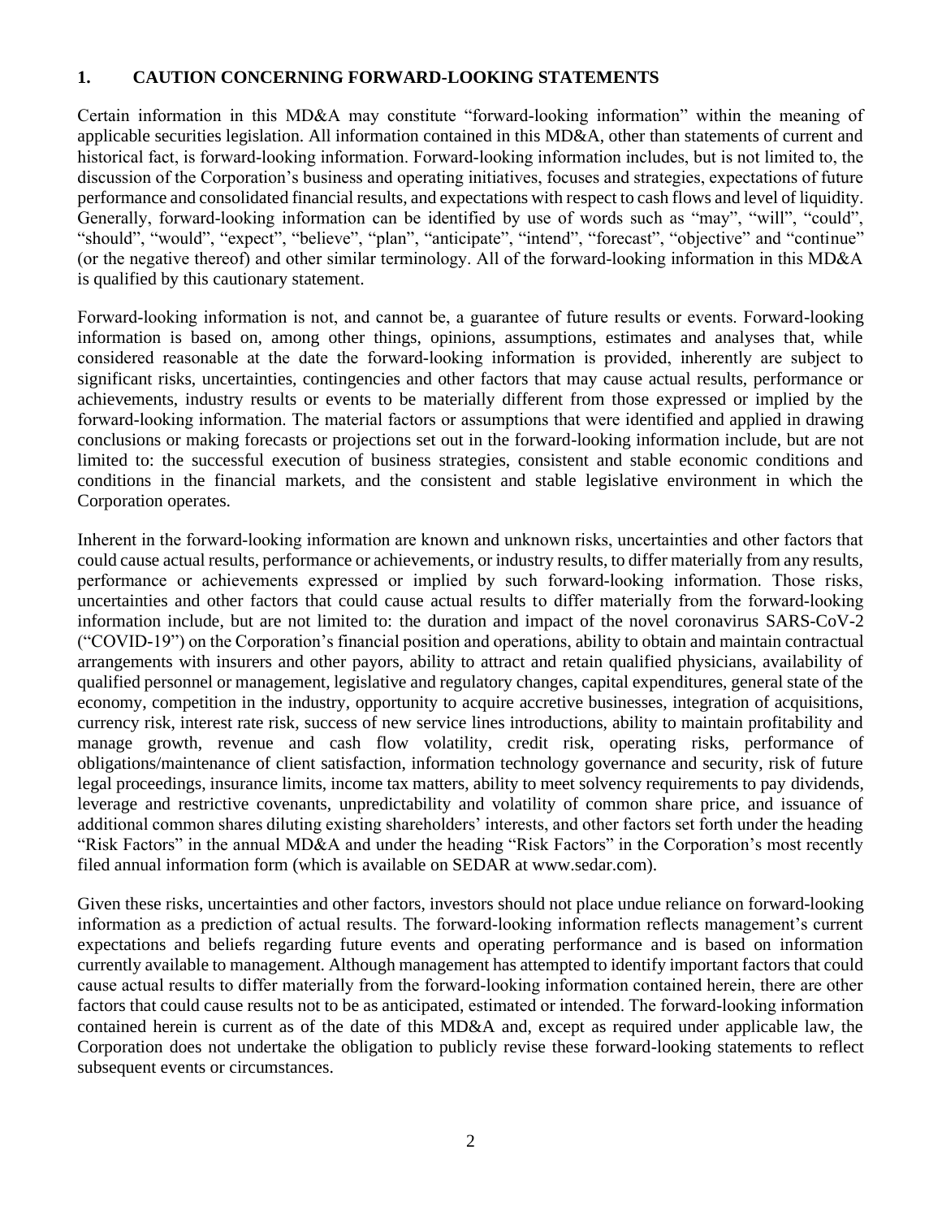## 1. CAUTION CONCERNING FORWARD-LOOKING STATEMENTS

Certain information in this MD&A may constitute "forward-looking information" within the meaning of applicable securities legislation. All information contained in this MD&A, other than statements of current and historical fact, is forward-looking information. Forward-looking information includes, but is not limited to, the discussion of the Corporation's business and operating initiatives, focuses and strategies, expectations of future performance and consolidated financial results, and expectations with respect to cash flows and level of liquidity. Generally, forward-looking information can be identified by use of words such as "may", "will", "could", "should", "would", "expect", "believe", "plan", "anticipate", "intend", "forecast", "objective" and "continue" (or the negative thereof) and other similar terminology. All of the forward-looking information in this MD&A is qualified by this cautionary statement.

Forward-looking information is not, and cannot be, a guarantee of future results or events. Forward-looking information is based on, among other things, opinions, assumptions, estimates and analyses that, while considered reasonable at the date the forward-looking information is provided, inherently are subject to significant risks, uncertainties, contingencies and other factors that may cause actual results, performance or achievements, industry results or events to be materially different from those expressed or implied by the forward-looking information. The material factors or assumptions that were identified and applied in drawing conclusions or making forecasts or projections set out in the forward-looking information include, but are not limited to: the successful execution of business strategies, consistent and stable economic conditions and conditions in the financial markets, and the consistent and stable legislative environment in which the Corporation operates.

Inherent in the forward-looking information are known and unknown risks, uncertainties and other factors that could cause actual results, performance or achievements, or industry results, to differ materially from any results, performance or achievements expressed or implied by such forward-looking information. Those risks, uncertainties and other factors that could cause actual results to differ materially from the forward-looking information include, but are not limited to: the duration and impact of the novel coronavirus SARS-CoV-2 ("COVID-19") on the Corporation's financial position and operations, ability to obtain and maintain contractual arrangements with insurers and other payors, ability to attract and retain qualified physicians, availability of qualified personnel or management, legislative and regulatory changes, capital expenditures, general state of the economy, competition in the industry, opportunity to acquire accretive businesses, integration of acquisitions, currency risk, interest rate risk, success of new service lines introductions, ability to maintain profitability and manage growth, revenue and cash flow volatility, credit risk, operating risks, performance of obligations/maintenance of client satisfaction, information technology governance and security, risk of future legal proceedings, insurance limits, income tax matters, ability to meet solvency requirements to pay dividends, leverage and restrictive covenants, unpredictability and volatility of common share price, and issuance of additional common shares diluting existing shareholders' interests, and other factors set forth under the heading "Risk Factors" in the annual MD&A and under the heading "Risk Factors" in the Corporation's most recently filed annual information form (which is available on SEDAR at www.sedar.com).

Given these risks, uncertainties and other factors, investors should not place undue reliance on forward-looking information as a prediction of actual results. The forward-looking information reflects management's current expectations and beliefs regarding future events and operating performance and is based on information currently available to management. Although management has attempted to identify important factors that could cause actual results to differ materially from the forward-looking information contained herein, there are other factors that could cause results not to be as anticipated, estimated or intended. The forward-looking information contained herein is current as of the date of this MD&A and, except as required under applicable law, the Corporation does not undertake the obligation to publicly revise these forward-looking statements to reflect subsequent events or circumstances.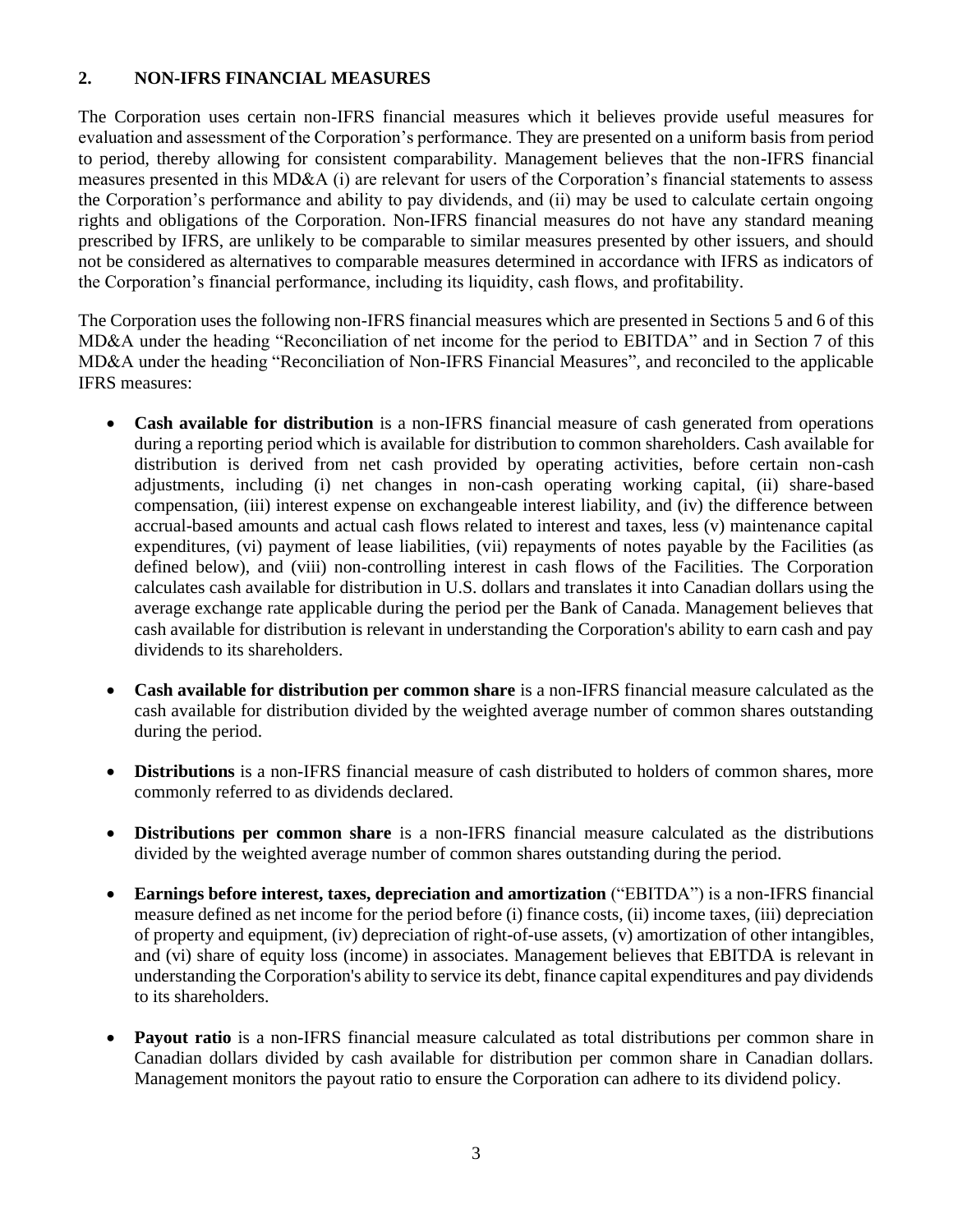## 2. NON-IFRS FINANCIAL MEASURES

The Corporation uses certain non-IFRS financial measures which it believes provide useful measures for evaluation and assessment of the Corporation's performance. They are presented on a uniform basis from period to period, thereby allowing for consistent comparability. Management believes that the non-IFRS financial measures presented in this MD&A (i) are relevant for users of the Corporation's financial statements to assess the Corporation's performance and ability to pay dividends, and (ii) may be used to calculate certain ongoing rights and obligations of the Corporation. Non-IFRS financial measures do not have any standard meaning prescribed by IFRS, are unlikely to be comparable to similar measures presented by other issuers, and should not be considered as alternatives to comparable measures determined in accordance with IFRS as indicators of the Corporation's financial performance, including its liquidity, cash flows, and profitability.

The Corporation uses the following non-IFRS financial measures which are presented in Sections 5 and 6 of this MD&A under the heading "Reconciliation of net income for the period to EBITDA" and in Section 7 of this MD&A under the heading "Reconciliation of Non-IFRS Financial Measures", and reconciled to the applicable IFRS measures:

- **Cash available for distribution** is a non-IFRS financial measure of cash generated from operations during a reporting period which is available for distribution to common shareholders. Cash available for distribution is derived from net cash provided by operating activities, before certain non-cash adjustments, including (i) net changes in non-cash operating working capital, (ii) share-based compensation, (iii) interest expense on exchangeable interest liability, and (iv) the difference between accrual-based amounts and actual cash flows related to interest and taxes, less (v) maintenance capital expenditures, (vi) payment of lease liabilities, (vii) repayments of notes payable by the Facilities (as defined below), and (viii) non-controlling interest in cash flows of the Facilities. The Corporation calculates cash available for distribution in U.S. dollars and translates it into Canadian dollars using the average exchange rate applicable during the period per the Bank of Canada. Management believes that cash available for distribution is relevant in understanding the Corporation's ability to earn cash and pay dividends to its shareholders.

- **Cash available for distribution per common share** is a non-IFRS financial measure calculated as the cash available for distribution divided by the weighted average number of common shares outstanding during the period.

- **Distributions** is a non-IFRS financial measure of cash distributed to holders of common shares, more commonly referred to as dividends declared.

- **Distributions per common share** is a non-IFRS financial measure calculated as the distributions divided by the weighted average number of common shares outstanding during the period.

- **Earnings before interest, taxes, depreciation and amortization** ("EBITDA") is a non-IFRS financial measure defined as net income for the period before (i) finance costs, (ii) income taxes, (iii) depreciation of property and equipment, (iv) depreciation of right-of-use assets, (v) amortization of other intangibles, and (vi) share of equity loss (income) in associates. Management believes that EBITDA is relevant in understanding the Corporation's ability to service its debt, finance capital expenditures and pay dividends to its shareholders.

- **Payout ratio** is a non-IFRS financial measure calculated as total distributions per common share in Canadian dollars divided by cash available for distribution per common share in Canadian dollars. Management monitors the payout ratio to ensure the Corporation can adhere to its dividend policy.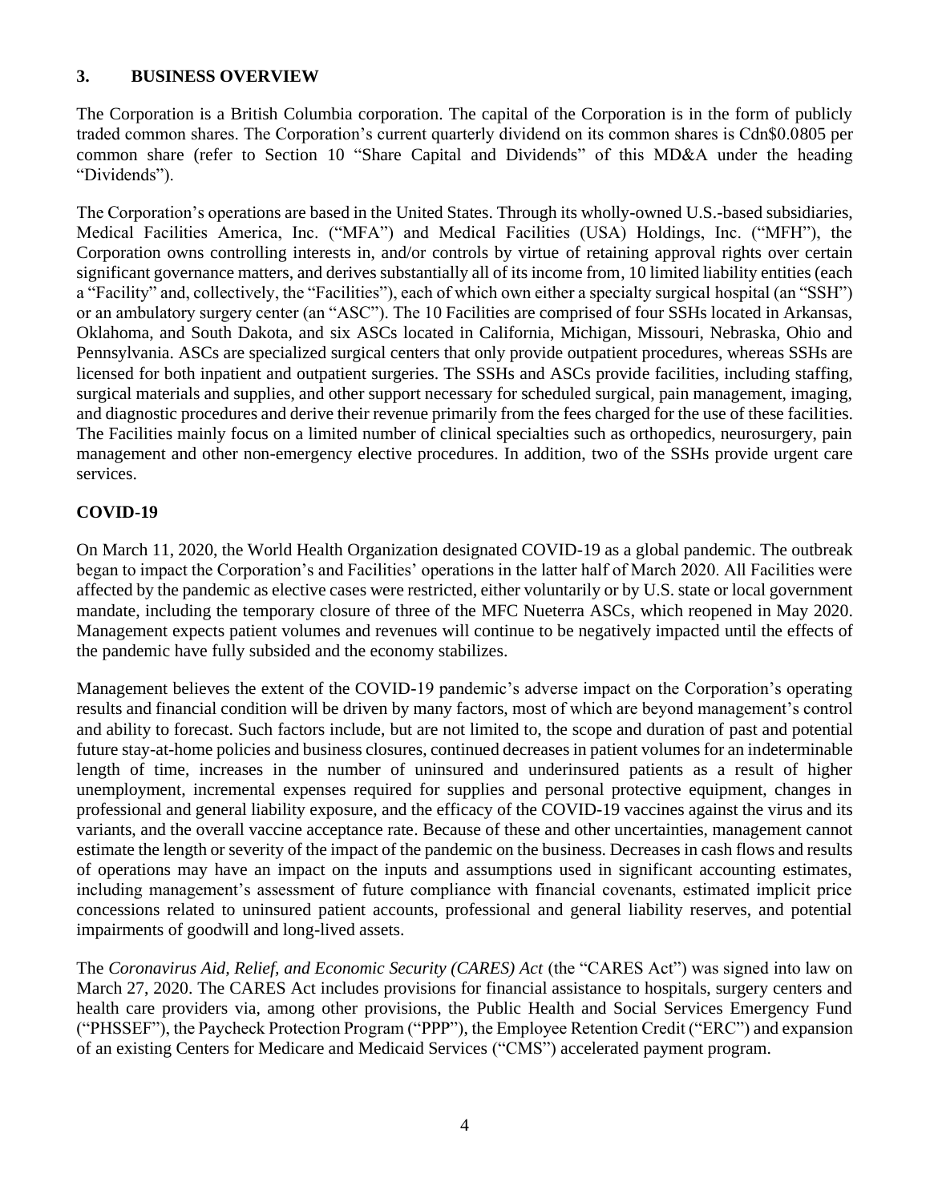## 3. BUSINESS OVERVIEW

The Corporation is a British Columbia corporation. The capital of the Corporation is in the form of publicly traded common shares. The Corporation's current quarterly dividend on its common shares is Cdn$0.0805 per common share (refer to Section 10 "Share Capital and Dividends" of this MD&A under the heading "Dividends").

The Corporation's operations are based in the United States. Through its wholly-owned U.S.-based subsidiaries, Medical Facilities America, Inc. ("MFA") and Medical Facilities (USA) Holdings, Inc. ("MFH"), the Corporation owns controlling interests in, and/or controls by virtue of retaining approval rights over certain significant governance matters, and derives substantially all of its income from, 10 limited liability entities (each a "Facility" and, collectively, the "Facilities"), each of which own either a specialty surgical hospital (an "SSH") or an ambulatory surgery center (an "ASC"). The 10 Facilities are comprised of four SSHs located in Arkansas, Oklahoma, and South Dakota, and six ASCs located in California, Michigan, Missouri, Nebraska, Ohio and Pennsylvania. ASCs are specialized surgical centers that only provide outpatient procedures, whereas SSHs are licensed for both inpatient and outpatient surgeries. The SSHs and ASCs provide facilities, including staffing, surgical materials and supplies, and other support necessary for scheduled surgical, pain management, imaging, and diagnostic procedures and derive their revenue primarily from the fees charged for the use of these facilities. The Facilities mainly focus on a limited number of clinical specialties such as orthopedics, neurosurgery, pain management and other non-emergency elective procedures. In addition, two of the SSHs provide urgent care services.

### COVID-19

On March 11, 2020, the World Health Organization designated COVID-19 as a global pandemic. The outbreak began to impact the Corporation's and Facilities' operations in the latter half of March 2020. All Facilities were affected by the pandemic as elective cases were restricted, either voluntarily or by U.S. state or local government mandate, including the temporary closure of three of the MFC Nueterra ASCs, which reopened in May 2020. Management expects patient volumes and revenues will continue to be negatively impacted until the effects of the pandemic have fully subsided and the economy stabilizes.

Management believes the extent of the COVID-19 pandemic's adverse impact on the Corporation's operating results and financial condition will be driven by many factors, most of which are beyond management's control and ability to forecast. Such factors include, but are not limited to, the scope and duration of past and potential future stay-at-home policies and business closures, continued decreases in patient volumes for an indeterminable length of time, increases in the number of uninsured and underinsured patients as a result of higher unemployment, incremental expenses required for supplies and personal protective equipment, changes in professional and general liability exposure, and the efficacy of the COVID-19 vaccines against the virus and its variants, and the overall vaccine acceptance rate. Because of these and other uncertainties, management cannot estimate the length or severity of the impact of the pandemic on the business. Decreases in cash flows and results of operations may have an impact on the inputs and assumptions used in significant accounting estimates, including management's assessment of future compliance with financial covenants, estimated implicit price concessions related to uninsured patient accounts, professional and general liability reserves, and potential impairments of goodwill and long-lived assets.

The *Coronavirus Aid, Relief, and Economic Security (CARES) Act* (the "CARES Act") was signed into law on March 27, 2020. The CARES Act includes provisions for financial assistance to hospitals, surgery centers and health care providers via, among other provisions, the Public Health and Social Services Emergency Fund ("PHSSEF"), the Paycheck Protection Program ("PPP"), the Employee Retention Credit ("ERC") and expansion of an existing Centers for Medicare and Medicaid Services ("CMS") accelerated payment program.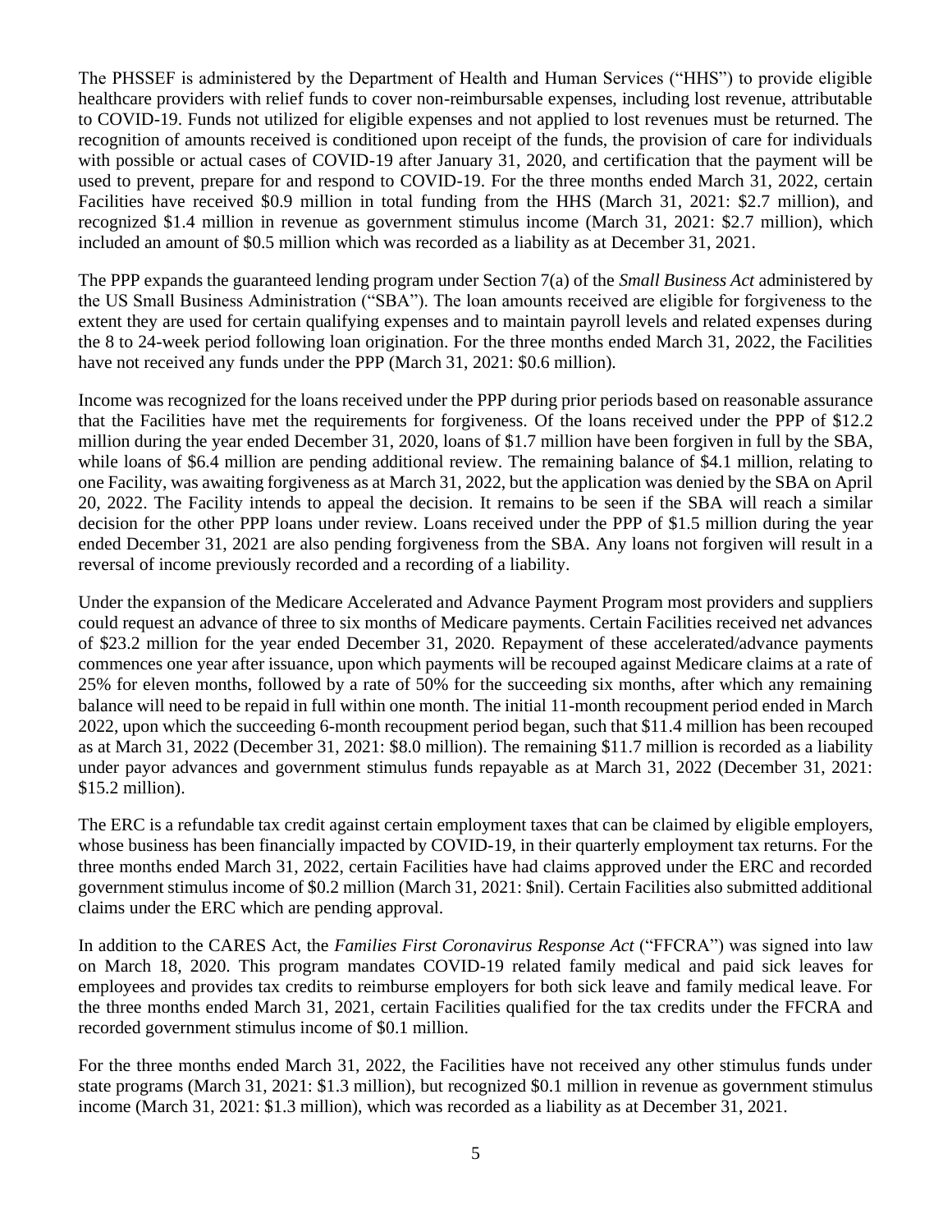The PHSSEF is administered by the Department of Health and Human Services ("HHS") to provide eligible healthcare providers with relief funds to cover non-reimbursable expenses, including lost revenue, attributable to COVID-19. Funds not utilized for eligible expenses and not applied to lost revenues must be returned. The recognition of amounts received is conditioned upon receipt of the funds, the provision of care for individuals with possible or actual cases of COVID-19 after January 31, 2020, and certification that the payment will be used to prevent, prepare for and respond to COVID-19. For the three months ended March 31, 2022, certain Facilities have received $0.9 million in total funding from the HHS (March 31, 2021: $2.7 million), and recognized $1.4 million in revenue as government stimulus income (March 31, 2021: $2.7 million), which included an amount of $0.5 million which was recorded as a liability as at December 31, 2021.

The PPP expands the guaranteed lending program under Section 7(a) of the *Small Business Act* administered by the US Small Business Administration ("SBA"). The loan amounts received are eligible for forgiveness to the extent they are used for certain qualifying expenses and to maintain payroll levels and related expenses during the 8 to 24-week period following loan origination. For the three months ended March 31, 2022, the Facilities have not received any funds under the PPP (March 31, 2021: $0.6 million).

Income was recognized for the loans received under the PPP during prior periods based on reasonable assurance that the Facilities have met the requirements for forgiveness. Of the loans received under the PPP of $12.2 million during the year ended December 31, 2020, loans of $1.7 million have been forgiven in full by the SBA, while loans of $6.4 million are pending additional review. The remaining balance of $4.1 million, relating to one Facility, was awaiting forgiveness as at March 31, 2022, but the application was denied by the SBA on April 20, 2022. The Facility intends to appeal the decision. It remains to be seen if the SBA will reach a similar decision for the other PPP loans under review. Loans received under the PPP of $1.5 million during the year ended December 31, 2021 are also pending forgiveness from the SBA. Any loans not forgiven will result in a reversal of income previously recorded and a recording of a liability.

Under the expansion of the Medicare Accelerated and Advance Payment Program most providers and suppliers could request an advance of three to six months of Medicare payments. Certain Facilities received net advances of $23.2 million for the year ended December 31, 2020. Repayment of these accelerated/advance payments commences one year after issuance, upon which payments will be recouped against Medicare claims at a rate of 25% for eleven months, followed by a rate of 50% for the succeeding six months, after which any remaining balance will need to be repaid in full within one month. The initial 11-month recoupment period ended in March 2022, upon which the succeeding 6-month recoupment period began, such that $11.4 million has been recouped as at March 31, 2022 (December 31, 2021: $8.0 million). The remaining $11.7 million is recorded as a liability under payor advances and government stimulus funds repayable as at March 31, 2022 (December 31, 2021: $15.2 million).

The ERC is a refundable tax credit against certain employment taxes that can be claimed by eligible employers, whose business has been financially impacted by COVID-19, in their quarterly employment tax returns. For the three months ended March 31, 2022, certain Facilities have had claims approved under the ERC and recorded government stimulus income of $0.2 million (March 31, 2021: $nil). Certain Facilities also submitted additional claims under the ERC which are pending approval.

In addition to the CARES Act, the *Families First Coronavirus Response Act* ("FFCRA") was signed into law on March 18, 2020. This program mandates COVID-19 related family medical and paid sick leaves for employees and provides tax credits to reimburse employers for both sick leave and family medical leave. For the three months ended March 31, 2021, certain Facilities qualified for the tax credits under the FFCRA and recorded government stimulus income of $0.1 million.

For the three months ended March 31, 2022, the Facilities have not received any other stimulus funds under state programs (March 31, 2021: $1.3 million), but recognized $0.1 million in revenue as government stimulus income (March 31, 2021: $1.3 million), which was recorded as a liability as at December 31, 2021.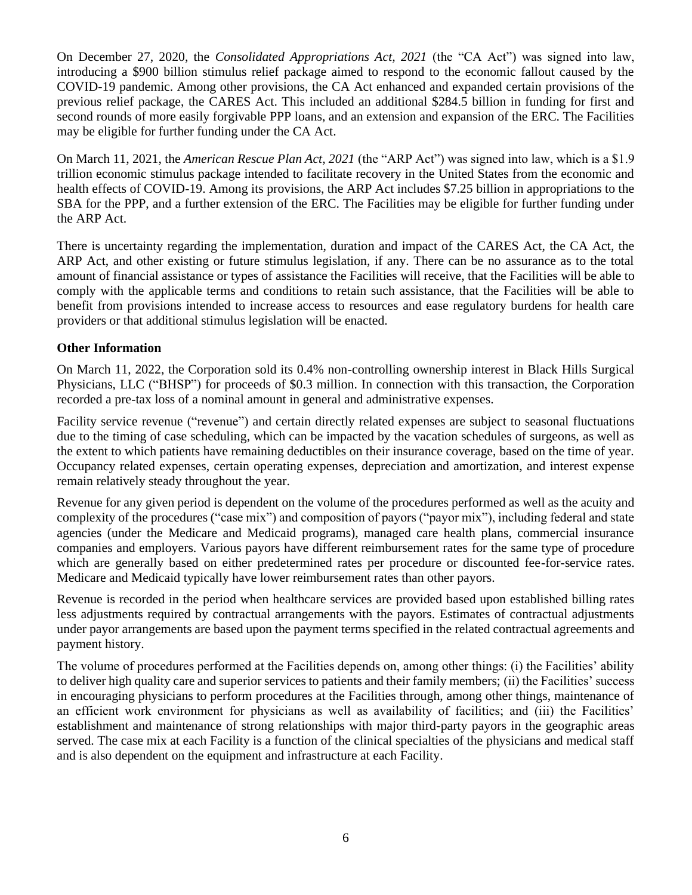On December 27, 2020, the *Consolidated Appropriations Act, 2021* (the "CA Act") was signed into law, introducing a $900 billion stimulus relief package aimed to respond to the economic fallout caused by the COVID-19 pandemic. Among other provisions, the CA Act enhanced and expanded certain provisions of the previous relief package, the CARES Act. This included an additional $284.5 billion in funding for first and second rounds of more easily forgivable PPP loans, and an extension and expansion of the ERC. The Facilities may be eligible for further funding under the CA Act.

On March 11, 2021, the *American Rescue Plan Act, 2021* (the "ARP Act") was signed into law, which is a $1.9 trillion economic stimulus package intended to facilitate recovery in the United States from the economic and health effects of COVID-19. Among its provisions, the ARP Act includes $7.25 billion in appropriations to the SBA for the PPP, and a further extension of the ERC. The Facilities may be eligible for further funding under the ARP Act.

There is uncertainty regarding the implementation, duration and impact of the CARES Act, the CA Act, the ARP Act, and other existing or future stimulus legislation, if any. There can be no assurance as to the total amount of financial assistance or types of assistance the Facilities will receive, that the Facilities will be able to comply with the applicable terms and conditions to retain such assistance, that the Facilities will be able to benefit from provisions intended to increase access to resources and ease regulatory burdens for health care providers or that additional stimulus legislation will be enacted.

**Other Information**

On March 11, 2022, the Corporation sold its 0.4% non-controlling ownership interest in Black Hills Surgical Physicians, LLC ("BHSP") for proceeds of $0.3 million. In connection with this transaction, the Corporation recorded a pre-tax loss of a nominal amount in general and administrative expenses.

Facility service revenue ("revenue") and certain directly related expenses are subject to seasonal fluctuations due to the timing of case scheduling, which can be impacted by the vacation schedules of surgeons, as well as the extent to which patients have remaining deductibles on their insurance coverage, based on the time of year. Occupancy related expenses, certain operating expenses, depreciation and amortization, and interest expense remain relatively steady throughout the year.

Revenue for any given period is dependent on the volume of the procedures performed as well as the acuity and complexity of the procedures ("case mix") and composition of payors ("payor mix"), including federal and state agencies (under the Medicare and Medicaid programs), managed care health plans, commercial insurance companies and employers. Various payors have different reimbursement rates for the same type of procedure which are generally based on either predetermined rates per procedure or discounted fee-for-service rates. Medicare and Medicaid typically have lower reimbursement rates than other payors.

Revenue is recorded in the period when healthcare services are provided based upon established billing rates less adjustments required by contractual arrangements with the payors. Estimates of contractual adjustments under payor arrangements are based upon the payment terms specified in the related contractual agreements and payment history.

The volume of procedures performed at the Facilities depends on, among other things: (i) the Facilities' ability to deliver high quality care and superior services to patients and their family members; (ii) the Facilities' success in encouraging physicians to perform procedures at the Facilities through, among other things, maintenance of an efficient work environment for physicians as well as availability of facilities; and (iii) the Facilities' establishment and maintenance of strong relationships with major third-party payors in the geographic areas served. The case mix at each Facility is a function of the clinical specialties of the physicians and medical staff and is also dependent on the equipment and infrastructure at each Facility.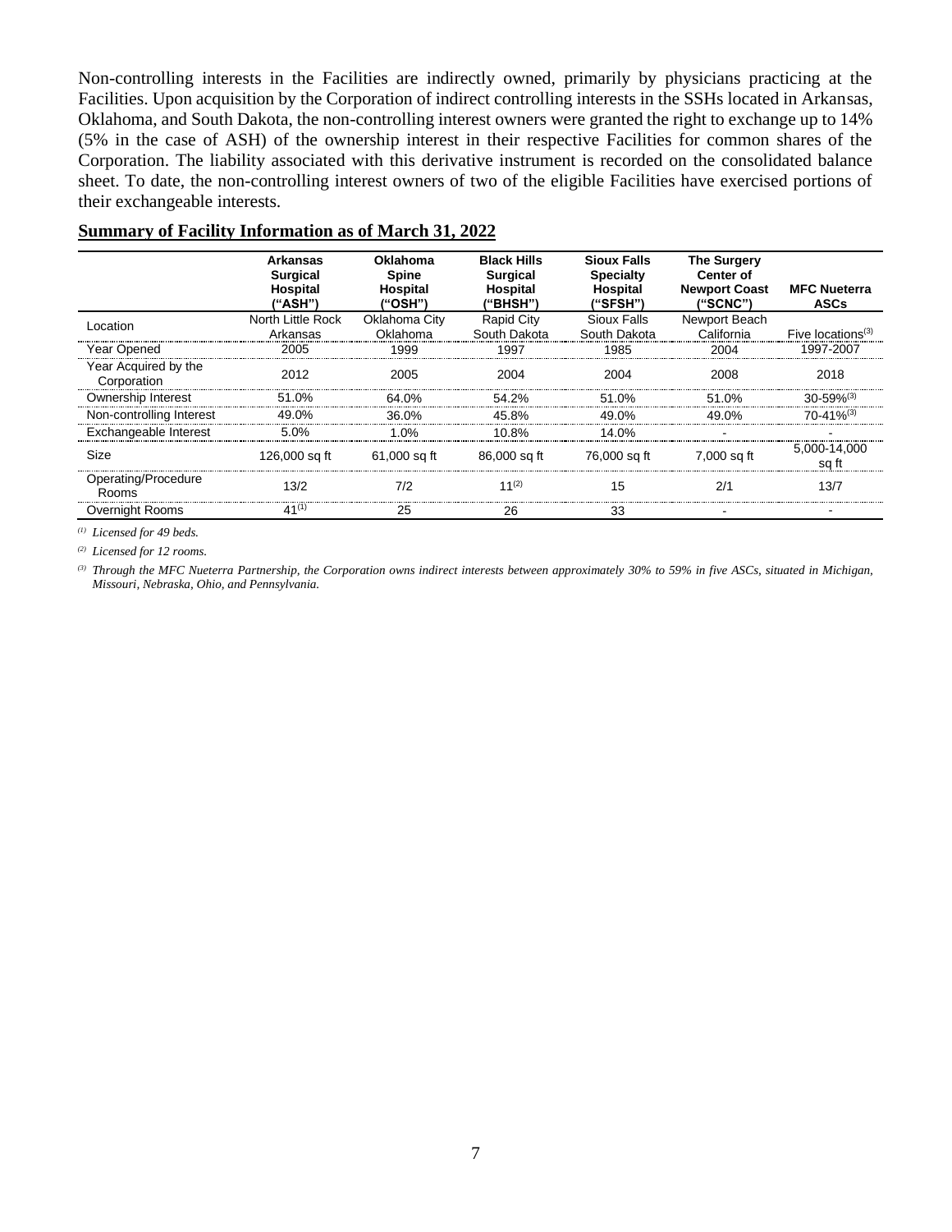Non-controlling interests in the Facilities are indirectly owned, primarily by physicians practicing at the Facilities. Upon acquisition by the Corporation of indirect controlling interests in the SSHs located in Arkansas, Oklahoma, and South Dakota, the non-controlling interest owners were granted the right to exchange up to 14% (5% in the case of ASH) of the ownership interest in their respective Facilities for common shares of the Corporation. The liability associated with this derivative instrument is recorded on the consolidated balance sheet. To date, the non-controlling interest owners of two of the eligible Facilities have exercised portions of their exchangeable interests.

**Summary of Facility Information as of March 31, 2022**

| | Arkansas Surgical Hospital ("ASH") | Oklahoma Spine Hospital ("OSH") | Black Hills Surgical Hospital ("BHSH") | Sioux Falls Specialty Hospital ("SFSH") | The Surgery Center of Newport Coast ("SCNC") | MFC Nueterra ASCs |
|---|---|---|---|---|---|---|
| Location | North Little Rock Arkansas | Oklahoma City Oklahoma | Rapid City South Dakota | Sioux Falls South Dakota | Newport Beach California | Five locations[3] |
| Year Opened | 2005 | 1999 | 1997 | 1985 | 2004 | 1997-2007 |
| Year Acquired by the Corporation | 2012 | 2005 | 2004 | 2004 | 2008 | 2018 |
| Ownership Interest | 51.0% | 64.0% | 54.2% | 51.0% | 51.0% | 30-59%[3] |
| Non-controlling Interest | 49.0% | 36.0% | 45.8% | 49.0% | 49.0% | 70-41%[3] |
| Exchangeable Interest | 5.0% | 1.0% | 10.8% | 14.0% | - | - |
| Size | 126,000 sq ft | 61,000 sq ft | 86,000 sq ft | 76,000 sq ft | 7,000 sq ft | 5,000-14,000 sq ft |
| Operating/Procedure Rooms | 13/2 | 7/2 | 11[2] | 15 | 2/1 | 13/7 |
| Overnight Rooms | 41[1] | 25 | 26 | 33 | - | - |

*(1) Licensed for 49 beds.*

*(2) Licensed for 12 rooms.*

*(3) Through the MFC Nueterra Partnership, the Corporation owns indirect interests between approximately 30% to 59% in five ASCs, situated in Michigan, Missouri, Nebraska, Ohio, and Pennsylvania.*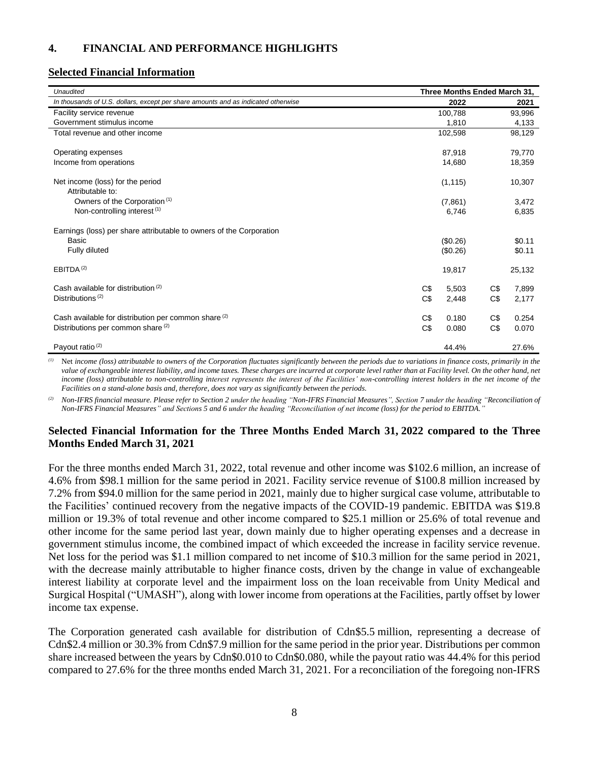## 4. FINANCIAL AND PERFORMANCE HIGHLIGHTS

### Selected Financial Information

| *Unaudited* | Three Months Ended March 31, | |
|---|---|---|
| *In thousands of U.S. dollars, except per share amounts and as indicated otherwise* | 2022 | 2021 |
| Facility service revenue | 100,788 | 93,996 |
| Government stimulus income | 1,810 | 4,133 |
| Total revenue and other income | 102,598 | 98,129 |
| | | |
| Operating expenses | 87,918 | 79,770 |
| Income from operations | 14,680 | 18,359 |
| | | |
| Net income (loss) for the period | (1,115) | 10,307 |
| Attributable to: | | |
| Owners of the Corporation [(1)] | (7,861) | 3,472 |
| Non-controlling interest [(1)] | 6,746 | 6,835 |
| | | |
| Earnings (loss) per share attributable to owners of the Corporation | | |
| Basic | ($0.26) | $0.11 |
| Fully diluted | ($0.26) | $0.11 |
| | | |
| EBITDA [(2)] | 19,817 | 25,132 |
| | | |
| Cash available for distribution [(2)] | C$ 5,503 | C$ 7,899 |
| Distributions [(2)] | C$ 2,448 | C$ 2,177 |
| | | |
| Cash available for distribution per common share [(2)] | C$ 0.180 | C$ 0.254 |
| Distributions per common share [(2)] | C$ 0.080 | C$ 0.070 |
| | | |
| Payout ratio [(2)] | 44.4% | 27.6% |

*(1) Net income (loss) attributable to owners of the Corporation fluctuates significantly between the periods due to variations in finance costs, primarily in the value of exchangeable interest liability, and income taxes. These charges are incurred at corporate level rather than at Facility level. On the other hand, net income (loss) attributable to non-controlling interest represents the interest of the Facilities' non-controlling interest holders in the net income of the Facilities on a stand-alone basis and, therefore, does not vary as significantly between the periods.*

*(2) Non-IFRS financial measure. Please refer to Section 2 under the heading "Non-IFRS Financial Measures", Section 7 under the heading "Reconciliation of Non-IFRS Financial Measures" and Sections 5 and 6 under the heading "Reconciliation of net income (loss) for the period to EBITDA."*

### Selected Financial Information for the Three Months Ended March 31, 2022 compared to the Three Months Ended March 31, 2021

For the three months ended March 31, 2022, total revenue and other income was $102.6 million, an increase of 4.6% from $98.1 million for the same period in 2021. Facility service revenue of $100.8 million increased by 7.2% from $94.0 million for the same period in 2021, mainly due to higher surgical case volume, attributable to the Facilities' continued recovery from the negative impacts of the COVID-19 pandemic. EBITDA was $19.8 million or 19.3% of total revenue and other income compared to $25.1 million or 25.6% of total revenue and other income for the same period last year, down mainly due to higher operating expenses and a decrease in government stimulus income, the combined impact of which exceeded the increase in facility service revenue. Net loss for the period was $1.1 million compared to net income of $10.3 million for the same period in 2021, with the decrease mainly attributable to higher finance costs, driven by the change in value of exchangeable interest liability at corporate level and the impairment loss on the loan receivable from Unity Medical and Surgical Hospital ("UMASH"), along with lower income from operations at the Facilities, partly offset by lower income tax expense.

The Corporation generated cash available for distribution of Cdn$5.5 million, representing a decrease of Cdn$2.4 million or 30.3% from Cdn$7.9 million for the same period in the prior year. Distributions per common share increased between the years by Cdn$0.010 to Cdn$0.080, while the payout ratio was 44.4% for this period compared to 27.6% for the three months ended March 31, 2021. For a reconciliation of the foregoing non-IFRS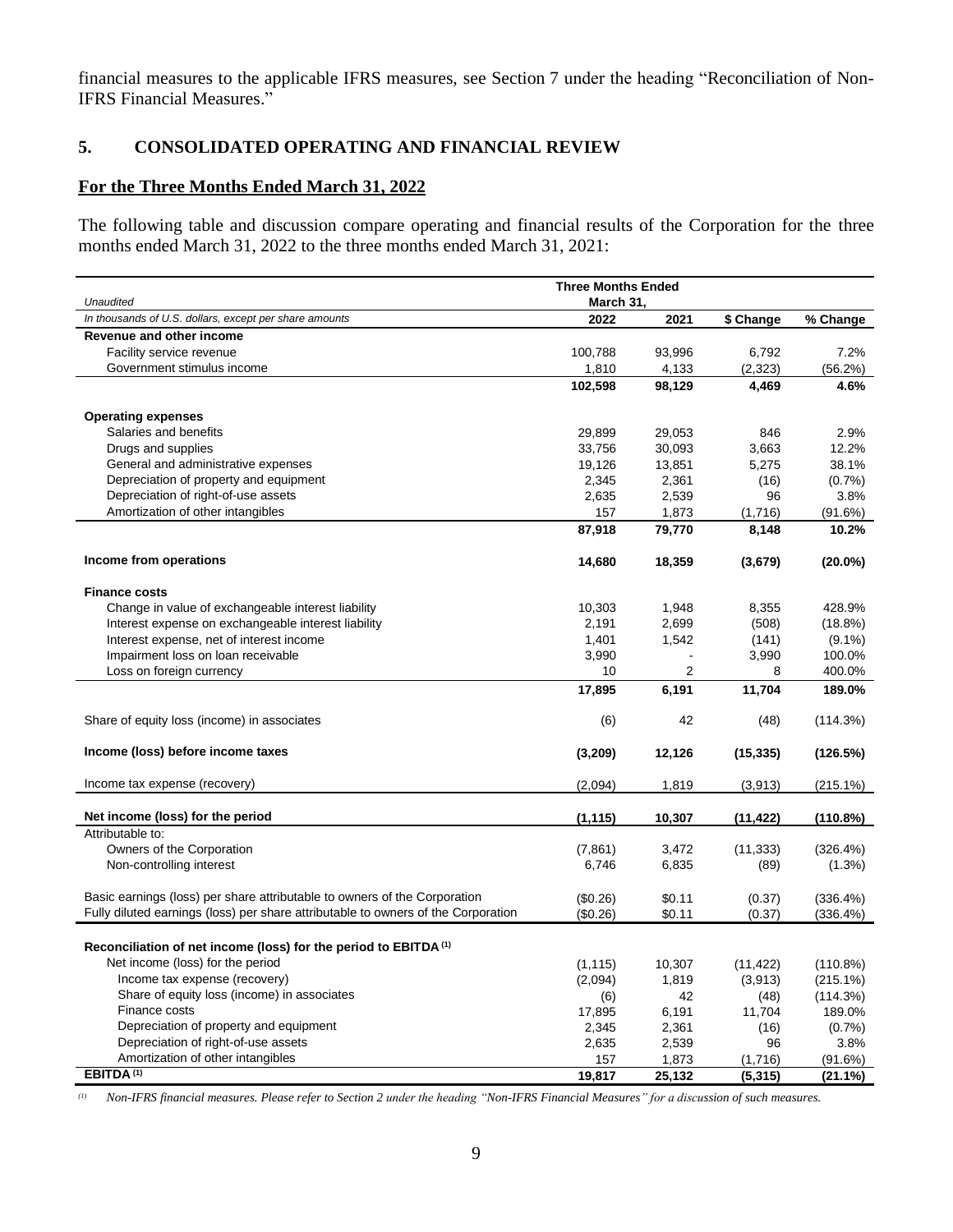financial measures to the applicable IFRS measures, see Section 7 under the heading "Reconciliation of Non-IFRS Financial Measures."

## 5. CONSOLIDATED OPERATING AND FINANCIAL REVIEW

### For the Three Months Ended March 31, 2022

The following table and discussion compare operating and financial results of the Corporation for the three months ended March 31, 2022 to the three months ended March 31, 2021:

| *Unaudited* | Three Months Ended March 31, | | | |
|---|---|---|---|---|
| *In thousands of U.S. dollars, except per share amounts* | **2022** | **2021** | **$ Change** | **% Change** |
| **Revenue and other income** | | | | |
| Facility service revenue | 100,788 | 93,996 | 6,792 | 7.2% |
| Government stimulus income | 1,810 | 4,133 | (2,323) | (56.2%) |
| | **102,598** | **98,129** | **4,469** | **4.6%** |
| **Operating expenses** | | | | |
| Salaries and benefits | 29,899 | 29,053 | 846 | 2.9% |
| Drugs and supplies | 33,756 | 30,093 | 3,663 | 12.2% |
| General and administrative expenses | 19,126 | 13,851 | 5,275 | 38.1% |
| Depreciation of property and equipment | 2,345 | 2,361 | (16) | (0.7%) |
| Depreciation of right-of-use assets | 2,635 | 2,539 | 96 | 3.8% |
| Amortization of other intangibles | 157 | 1,873 | (1,716) | (91.6%) |
| | **87,918** | **79,770** | **8,148** | **10.2%** |
| **Income from operations** | **14,680** | **18,359** | **(3,679)** | **(20.0%)** |
| **Finance costs** | | | | |
| Change in value of exchangeable interest liability | 10,303 | 1,948 | 8,355 | 428.9% |
| Interest expense on exchangeable interest liability | 2,191 | 2,699 | (508) | (18.8%) |
| Interest expense, net of interest income | 1,401 | 1,542 | (141) | (9.1%) |
| Impairment loss on loan receivable | 3,990 | - | 3,990 | 100.0% |
| Loss on foreign currency | 10 | 2 | 8 | 400.0% |
| | **17,895** | **6,191** | **11,704** | **189.0%** |
| Share of equity loss (income) in associates | (6) | 42 | (48) | (114.3%) |
| **Income (loss) before income taxes** | **(3,209)** | **12,126** | **(15,335)** | **(126.5%)** |
| Income tax expense (recovery) | (2,094) | 1,819 | (3,913) | (215.1%) |
| **Net income (loss) for the period** | **(1,115)** | **10,307** | **(11,422)** | **(110.8%)** |
| Attributable to: | | | | |
| Owners of the Corporation | (7,861) | 3,472 | (11,333) | (326.4%) |
| Non-controlling interest | 6,746 | 6,835 | (89) | (1.3%) |
| Basic earnings (loss) per share attributable to owners of the Corporation | ($0.26) | $0.11 | (0.37) | (336.4%) |
| Fully diluted earnings (loss) per share attributable to owners of the Corporation | ($0.26) | $0.11 | (0.37) | (336.4%) |
| **Reconciliation of net income (loss) for the period to EBITDA [(1)]** | | | | |
| Net income (loss) for the period | (1,115) | 10,307 | (11,422) | (110.8%) |
| Income tax expense (recovery) | (2,094) | 1,819 | (3,913) | (215.1%) |
| Share of equity loss (income) in associates | (6) | 42 | (48) | (114.3%) |
| Finance costs | 17,895 | 6,191 | 11,704 | 189.0% |
| Depreciation of property and equipment | 2,345 | 2,361 | (16) | (0.7%) |
| Depreciation of right-of-use assets | 2,635 | 2,539 | 96 | 3.8% |
| Amortization of other intangibles | 157 | 1,873 | (1,716) | (91.6%) |
| **EBITDA [(1)]** | **19,817** | **25,132** | **(5,315)** | **(21.1%)** |

*(1) Non-IFRS financial measures. Please refer to Section 2 under the heading "Non-IFRS Financial Measures" for a discussion of such measures.*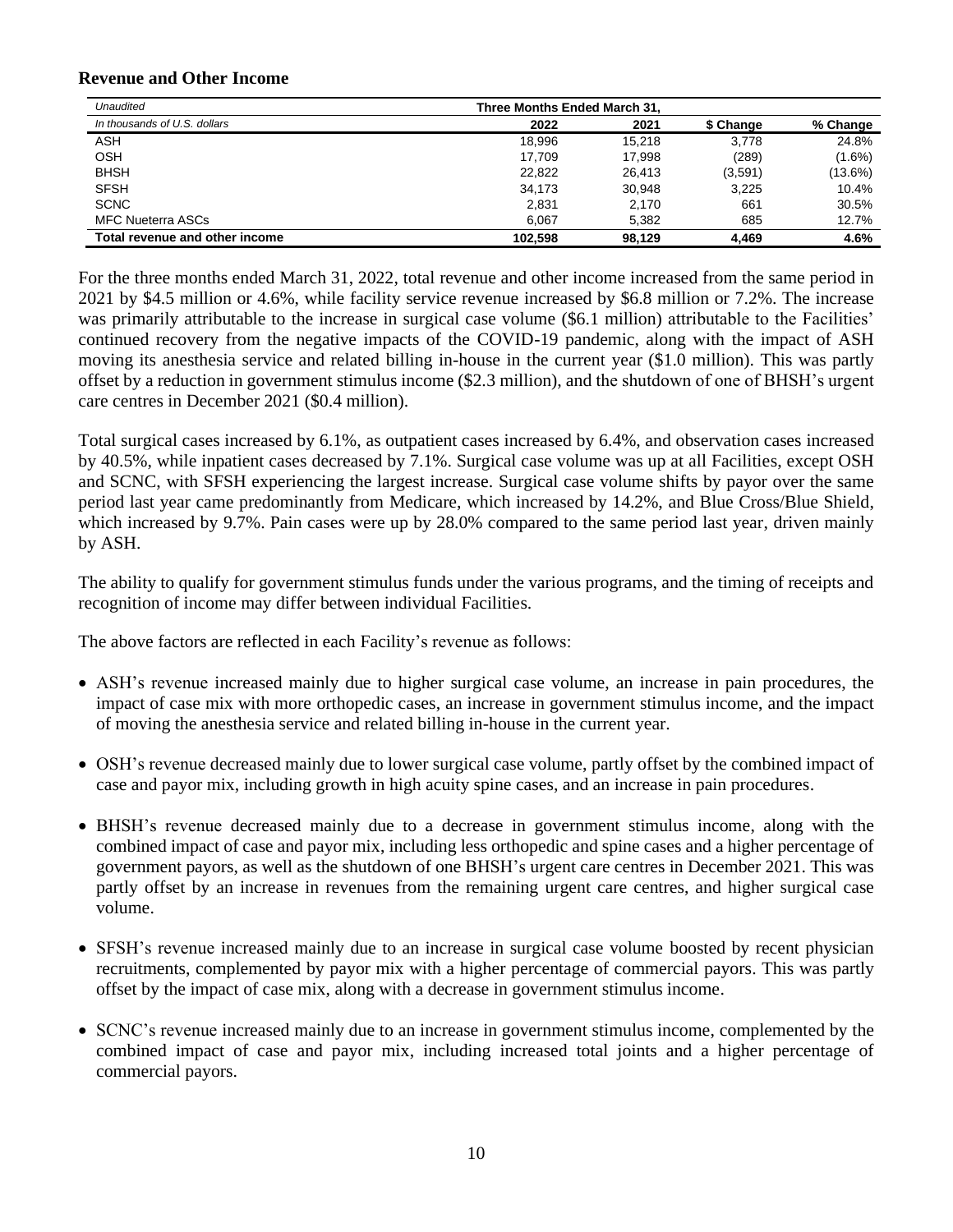### Revenue and Other Income

| *Unaudited* | Three Months Ended March 31, | | | |
|---|---|---|---|---|
| *In thousands of U.S. dollars* | 2022 | 2021 | $ Change | % Change |
| ASH | 18,996 | 15,218 | 3,778 | 24.8% |
| OSH | 17,709 | 17,998 | (289) | (1.6%) |
| BHSH | 22,822 | 26,413 | (3,591) | (13.6%) |
| SFSH | 34,173 | 30,948 | 3,225 | 10.4% |
| SCNC | 2,831 | 2,170 | 661 | 30.5% |
| MFC Nueterra ASCs | 6,067 | 5,382 | 685 | 12.7% |
| **Total revenue and other income** | **102,598** | **98,129** | **4,469** | **4.6%** |

For the three months ended March 31, 2022, total revenue and other income increased from the same period in 2021 by $4.5 million or 4.6%, while facility service revenue increased by $6.8 million or 7.2%. The increase was primarily attributable to the increase in surgical case volume ($6.1 million) attributable to the Facilities' continued recovery from the negative impacts of the COVID-19 pandemic, along with the impact of ASH moving its anesthesia service and related billing in-house in the current year ($1.0 million). This was partly offset by a reduction in government stimulus income ($2.3 million), and the shutdown of one of BHSH's urgent care centres in December 2021 ($0.4 million).

Total surgical cases increased by 6.1%, as outpatient cases increased by 6.4%, and observation cases increased by 40.5%, while inpatient cases decreased by 7.1%. Surgical case volume was up at all Facilities, except OSH and SCNC, with SFSH experiencing the largest increase. Surgical case volume shifts by payor over the same period last year came predominantly from Medicare, which increased by 14.2%, and Blue Cross/Blue Shield, which increased by 9.7%. Pain cases were up by 28.0% compared to the same period last year, driven mainly by ASH.

The ability to qualify for government stimulus funds under the various programs, and the timing of receipts and recognition of income may differ between individual Facilities.

The above factors are reflected in each Facility's revenue as follows:

- ASH's revenue increased mainly due to higher surgical case volume, an increase in pain procedures, the impact of case mix with more orthopedic cases, an increase in government stimulus income, and the impact of moving the anesthesia service and related billing in-house in the current year.
- OSH's revenue decreased mainly due to lower surgical case volume, partly offset by the combined impact of case and payor mix, including growth in high acuity spine cases, and an increase in pain procedures.
- BHSH's revenue decreased mainly due to a decrease in government stimulus income, along with the combined impact of case and payor mix, including less orthopedic and spine cases and a higher percentage of government payors, as well as the shutdown of one BHSH's urgent care centres in December 2021. This was partly offset by an increase in revenues from the remaining urgent care centres, and higher surgical case volume.
- SFSH's revenue increased mainly due to an increase in surgical case volume boosted by recent physician recruitments, complemented by payor mix with a higher percentage of commercial payors. This was partly offset by the impact of case mix, along with a decrease in government stimulus income.
- SCNC's revenue increased mainly due to an increase in government stimulus income, complemented by the combined impact of case and payor mix, including increased total joints and a higher percentage of commercial payors.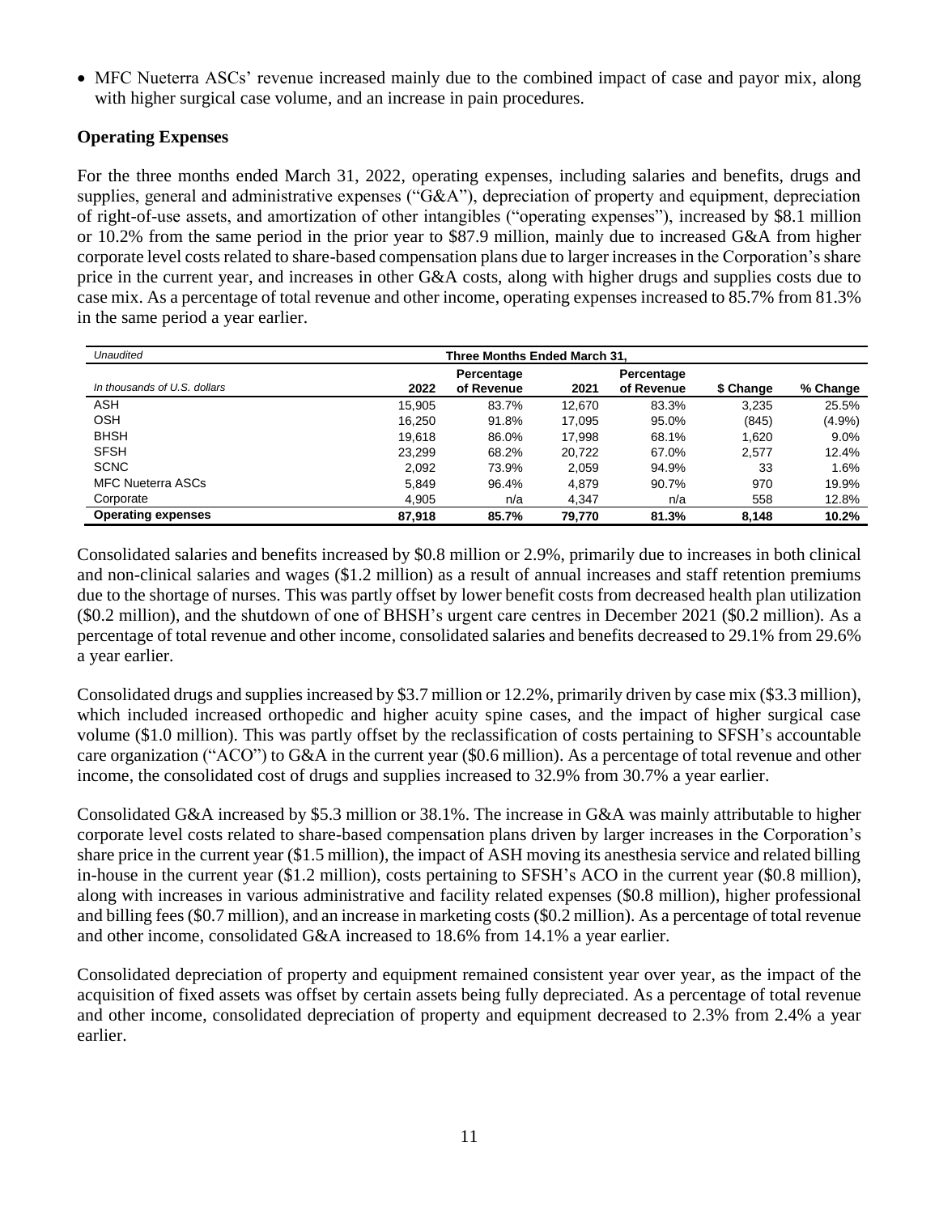- MFC Nueterra ASCs' revenue increased mainly due to the combined impact of case and payor mix, along with higher surgical case volume, and an increase in pain procedures.

## Operating Expenses

For the three months ended March 31, 2022, operating expenses, including salaries and benefits, drugs and supplies, general and administrative expenses ("G&A"), depreciation of property and equipment, depreciation of right-of-use assets, and amortization of other intangibles ("operating expenses"), increased by $8.1 million or 10.2% from the same period in the prior year to $87.9 million, mainly due to increased G&A from higher corporate level costs related to share-based compensation plans due to larger increases in the Corporation's share price in the current year, and increases in other G&A costs, along with higher drugs and supplies costs due to case mix. As a percentage of total revenue and other income, operating expenses increased to 85.7% from 81.3% in the same period a year earlier.

| *Unaudited* | Three Months Ended March 31, | | | | | |
|---|---|---|---|---|---|---|
| *In thousands of U.S. dollars* | 2022 | Percentage of Revenue | 2021 | Percentage of Revenue | $ Change | % Change |
| ASH | 15,905 | 83.7% | 12,670 | 83.3% | 3,235 | 25.5% |
| OSH | 16,250 | 91.8% | 17,095 | 95.0% | (845) | (4.9%) |
| BHSH | 19,618 | 86.0% | 17,998 | 68.1% | 1,620 | 9.0% |
| SFSH | 23,299 | 68.2% | 20,722 | 67.0% | 2,577 | 12.4% |
| SCNC | 2,092 | 73.9% | 2,059 | 94.9% | 33 | 1.6% |
| MFC Nueterra ASCs | 5,849 | 96.4% | 4,879 | 90.7% | 970 | 19.9% |
| Corporate | 4,905 | n/a | 4,347 | n/a | 558 | 12.8% |
| **Operating expenses** | **87,918** | **85.7%** | **79,770** | **81.3%** | **8,148** | **10.2%** |

Consolidated salaries and benefits increased by $0.8 million or 2.9%, primarily due to increases in both clinical and non-clinical salaries and wages ($1.2 million) as a result of annual increases and staff retention premiums due to the shortage of nurses. This was partly offset by lower benefit costs from decreased health plan utilization ($0.2 million), and the shutdown of one of BHSH's urgent care centres in December 2021 ($0.2 million). As a percentage of total revenue and other income, consolidated salaries and benefits decreased to 29.1% from 29.6% a year earlier.

Consolidated drugs and supplies increased by $3.7 million or 12.2%, primarily driven by case mix ($3.3 million), which included increased orthopedic and higher acuity spine cases, and the impact of higher surgical case volume ($1.0 million). This was partly offset by the reclassification of costs pertaining to SFSH's accountable care organization ("ACO") to G&A in the current year ($0.6 million). As a percentage of total revenue and other income, the consolidated cost of drugs and supplies increased to 32.9% from 30.7% a year earlier.

Consolidated G&A increased by $5.3 million or 38.1%. The increase in G&A was mainly attributable to higher corporate level costs related to share-based compensation plans driven by larger increases in the Corporation's share price in the current year ($1.5 million), the impact of ASH moving its anesthesia service and related billing in-house in the current year ($1.2 million), costs pertaining to SFSH's ACO in the current year ($0.8 million), along with increases in various administrative and facility related expenses ($0.8 million), higher professional and billing fees ($0.7 million), and an increase in marketing costs ($0.2 million). As a percentage of total revenue and other income, consolidated G&A increased to 18.6% from 14.1% a year earlier.

Consolidated depreciation of property and equipment remained consistent year over year, as the impact of the acquisition of fixed assets was offset by certain assets being fully depreciated. As a percentage of total revenue and other income, consolidated depreciation of property and equipment decreased to 2.3% from 2.4% a year earlier.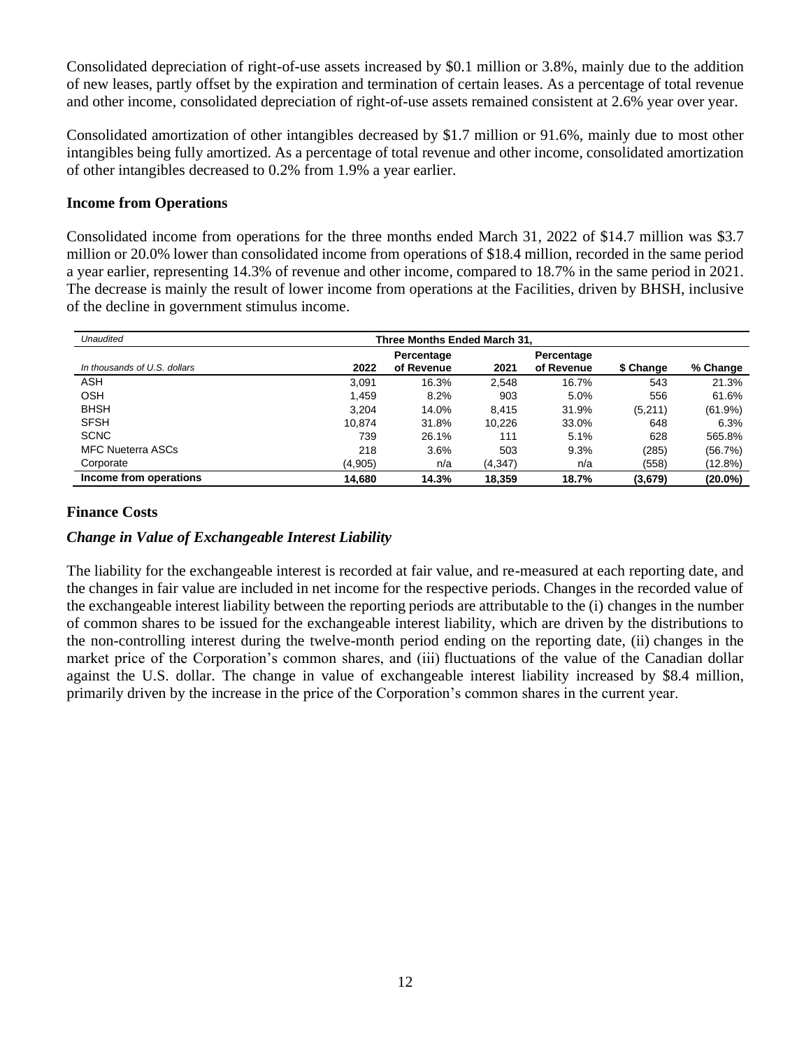Consolidated depreciation of right-of-use assets increased by $0.1 million or 3.8%, mainly due to the addition of new leases, partly offset by the expiration and termination of certain leases. As a percentage of total revenue and other income, consolidated depreciation of right-of-use assets remained consistent at 2.6% year over year.

Consolidated amortization of other intangibles decreased by $1.7 million or 91.6%, mainly due to most other intangibles being fully amortized. As a percentage of total revenue and other income, consolidated amortization of other intangibles decreased to 0.2% from 1.9% a year earlier.

### Income from Operations

Consolidated income from operations for the three months ended March 31, 2022 of $14.7 million was $3.7 million or 20.0% lower than consolidated income from operations of $18.4 million, recorded in the same period a year earlier, representing 14.3% of revenue and other income, compared to 18.7% in the same period in 2021. The decrease is mainly the result of lower income from operations at the Facilities, driven by BHSH, inclusive of the decline in government stimulus income.

| *Unaudited* | Three Months Ended March 31, | | | | | |
|---|---|---|---|---|---|---|
| *In thousands of U.S. dollars* | 2022 | Percentage of Revenue | 2021 | Percentage of Revenue | $ Change | % Change |
| ASH | 3,091 | 16.3% | 2,548 | 16.7% | 543 | 21.3% |
| OSH | 1,459 | 8.2% | 903 | 5.0% | 556 | 61.6% |
| BHSH | 3,204 | 14.0% | 8,415 | 31.9% | (5,211) | (61.9%) |
| SFSH | 10,874 | 31.8% | 10,226 | 33.0% | 648 | 6.3% |
| SCNC | 739 | 26.1% | 111 | 5.1% | 628 | 565.8% |
| MFC Nueterra ASCs | 218 | 3.6% | 503 | 9.3% | (285) | (56.7%) |
| Corporate | (4,905) | n/a | (4,347) | n/a | (558) | (12.8%) |
| **Income from operations** | **14,680** | **14.3%** | **18,359** | **18.7%** | **(3,679)** | **(20.0%)** |

### Finance Costs

#### *Change in Value of Exchangeable Interest Liability*

The liability for the exchangeable interest is recorded at fair value, and re-measured at each reporting date, and the changes in fair value are included in net income for the respective periods. Changes in the recorded value of the exchangeable interest liability between the reporting periods are attributable to the (i) changes in the number of common shares to be issued for the exchangeable interest liability, which are driven by the distributions to the non-controlling interest during the twelve-month period ending on the reporting date, (ii) changes in the market price of the Corporation's common shares, and (iii) fluctuations of the value of the Canadian dollar against the U.S. dollar. The change in value of exchangeable interest liability increased by $8.4 million, primarily driven by the increase in the price of the Corporation's common shares in the current year.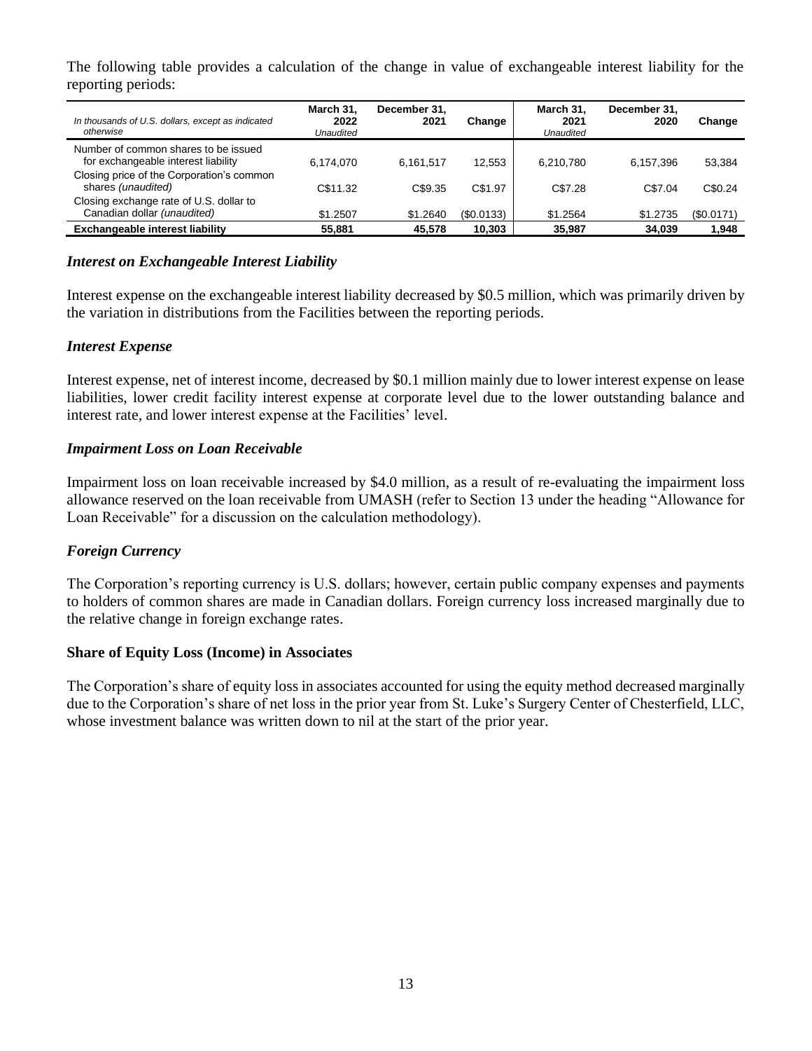The following table provides a calculation of the change in value of exchangeable interest liability for the reporting periods:

| *In thousands of U.S. dollars, except as indicated otherwise* | **March 31, 2022** *Unaudited* | **December 31, 2021** | **Change** | **March 31, 2021** *Unaudited* | **December 31, 2020** | **Change** |
|---|---|---|---|---|---|---|
| Number of common shares to be issued for exchangeable interest liability | 6,174,070 | 6,161,517 | 12,553 | 6,210,780 | 6,157,396 | 53,384 |
| Closing price of the Corporation's common shares *(unaudited)* | C$11.32 | C$9.35 | C$1.97 | C$7.28 | C$7.04 | C$0.24 |
| Closing exchange rate of U.S. dollar to Canadian dollar *(unaudited)* | $1.2507 | $1.2640 | ($0.0133) | $1.2564 | $1.2735 | ($0.0171) |
| **Exchangeable interest liability** | **55,881** | **45,578** | **10,303** | **35,987** | **34,039** | **1,948** |

### *Interest on Exchangeable Interest Liability*

Interest expense on the exchangeable interest liability decreased by $0.5 million, which was primarily driven by the variation in distributions from the Facilities between the reporting periods.

### *Interest Expense*

Interest expense, net of interest income, decreased by $0.1 million mainly due to lower interest expense on lease liabilities, lower credit facility interest expense at corporate level due to the lower outstanding balance and interest rate, and lower interest expense at the Facilities' level.

### *Impairment Loss on Loan Receivable*

Impairment loss on loan receivable increased by $4.0 million, as a result of re-evaluating the impairment loss allowance reserved on the loan receivable from UMASH (refer to Section 13 under the heading "Allowance for Loan Receivable" for a discussion on the calculation methodology).

### *Foreign Currency*

The Corporation's reporting currency is U.S. dollars; however, certain public company expenses and payments to holders of common shares are made in Canadian dollars. Foreign currency loss increased marginally due to the relative change in foreign exchange rates.

### Share of Equity Loss (Income) in Associates

The Corporation's share of equity loss in associates accounted for using the equity method decreased marginally due to the Corporation's share of net loss in the prior year from St. Luke's Surgery Center of Chesterfield, LLC, whose investment balance was written down to nil at the start of the prior year.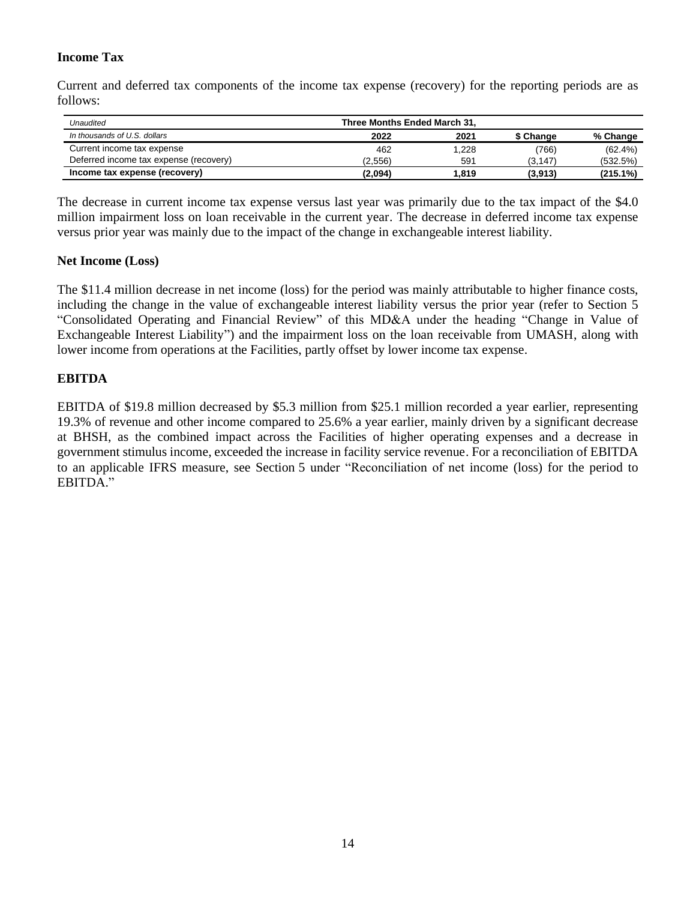## Income Tax

Current and deferred tax components of the income tax expense (recovery) for the reporting periods are as follows:

| *Unaudited* | Three Months Ended March 31, | | | |
|---|---|---|---|---|
| *In thousands of U.S. dollars* | **2022** | **2021** | **$ Change** | **% Change** |
| Current income tax expense | 462 | 1,228 | (766) | (62.4%) |
| Deferred income tax expense (recovery) | (2,556) | 591 | (3,147) | (532.5%) |
| **Income tax expense (recovery)** | **(2,094)** | **1,819** | **(3,913)** | **(215.1%)** |

The decrease in current income tax expense versus last year was primarily due to the tax impact of the $4.0 million impairment loss on loan receivable in the current year. The decrease in deferred income tax expense versus prior year was mainly due to the impact of the change in exchangeable interest liability.

## Net Income (Loss)

The $11.4 million decrease in net income (loss) for the period was mainly attributable to higher finance costs, including the change in the value of exchangeable interest liability versus the prior year (refer to Section 5 "Consolidated Operating and Financial Review" of this MD&A under the heading "Change in Value of Exchangeable Interest Liability") and the impairment loss on the loan receivable from UMASH, along with lower income from operations at the Facilities, partly offset by lower income tax expense.

## EBITDA

EBITDA of $19.8 million decreased by $5.3 million from $25.1 million recorded a year earlier, representing 19.3% of revenue and other income compared to 25.6% a year earlier, mainly driven by a significant decrease at BHSH, as the combined impact across the Facilities of higher operating expenses and a decrease in government stimulus income, exceeded the increase in facility service revenue. For a reconciliation of EBITDA to an applicable IFRS measure, see Section 5 under "Reconciliation of net income (loss) for the period to EBITDA."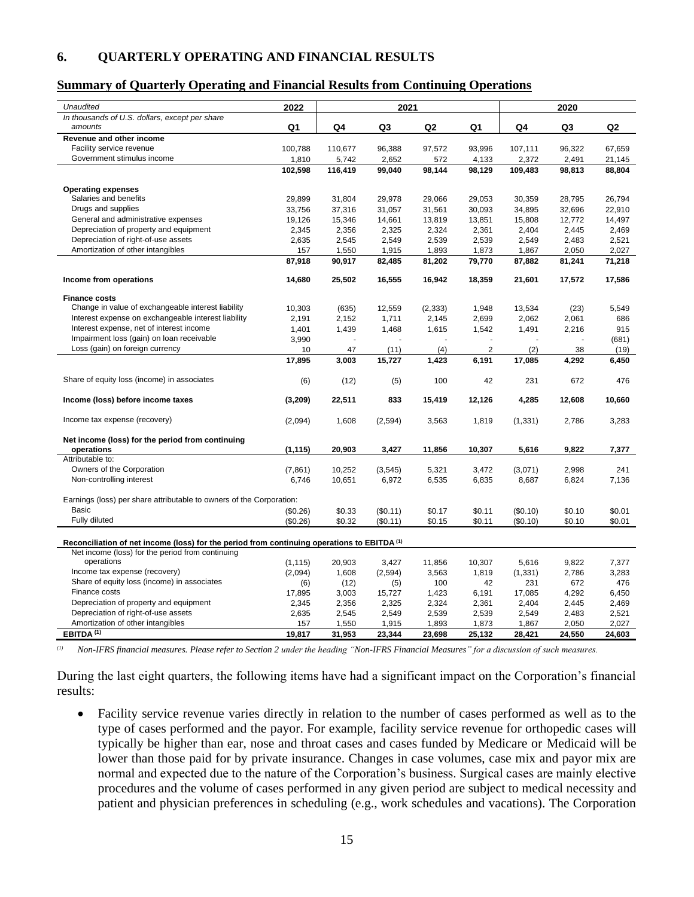## 6. QUARTERLY OPERATING AND FINANCIAL RESULTS

### Summary of Quarterly Operating and Financial Results from Continuing Operations

| *Unaudited* | 2022 | 2021 | | | | 2020 | | |
|---|---|---|---|---|---|---|---|---|
| *In thousands of U.S. dollars, except per share amounts* | Q1 | Q4 | Q3 | Q2 | Q1 | Q4 | Q3 | Q2 |
| **Revenue and other income** | | | | | | | | |
| Facility service revenue | 100,788 | 110,677 | 96,388 | 97,572 | 93,996 | 107,111 | 96,322 | 67,659 |
| Government stimulus income | 1,810 | 5,742 | 2,652 | 572 | 4,133 | 2,372 | 2,491 | 21,145 |
| | **102,598** | **116,419** | **99,040** | **98,144** | **98,129** | **109,483** | **98,813** | **88,804** |
| **Operating expenses** | | | | | | | | |
| Salaries and benefits | 29,899 | 31,804 | 29,978 | 29,066 | 29,053 | 30,359 | 28,795 | 26,794 |
| Drugs and supplies | 33,756 | 37,316 | 31,057 | 31,561 | 30,093 | 34,895 | 32,696 | 22,910 |
| General and administrative expenses | 19,126 | 15,346 | 14,661 | 13,819 | 13,851 | 15,808 | 12,772 | 14,497 |
| Depreciation of property and equipment | 2,345 | 2,356 | 2,325 | 2,324 | 2,361 | 2,404 | 2,445 | 2,469 |
| Depreciation of right-of-use assets | 2,635 | 2,545 | 2,549 | 2,539 | 2,539 | 2,549 | 2,483 | 2,521 |
| Amortization of other intangibles | 157 | 1,550 | 1,915 | 1,893 | 1,873 | 1,867 | 2,050 | 2,027 |
| | **87,918** | **90,917** | **82,485** | **81,202** | **79,770** | **87,882** | **81,241** | **71,218** |
| **Income from operations** | **14,680** | **25,502** | **16,555** | **16,942** | **18,359** | **21,601** | **17,572** | **17,586** |
| **Finance costs** | | | | | | | | |
| Change in value of exchangeable interest liability | 10,303 | (635) | 12,559 | (2,333) | 1,948 | 13,534 | (23) | 5,549 |
| Interest expense on exchangeable interest liability | 2,191 | 2,152 | 1,711 | 2,145 | 2,699 | 2,062 | 2,061 | 686 |
| Interest expense, net of interest income | 1,401 | 1,439 | 1,468 | 1,615 | 1,542 | 1,491 | 2,216 | 915 |
| Impairment loss (gain) on loan receivable | 3,990 | - | - | - | - | - | - | (681) |
| Loss (gain) on foreign currency | 10 | 47 | (11) | (4) | 2 | (2) | 38 | (19) |
| | **17,895** | **3,003** | **15,727** | **1,423** | **6,191** | **17,085** | **4,292** | **6,450** |
| Share of equity loss (income) in associates | (6) | (12) | (5) | 100 | 42 | 231 | 672 | 476 |
| **Income (loss) before income taxes** | **(3,209)** | **22,511** | **833** | **15,419** | **12,126** | **4,285** | **12,608** | **10,660** |
| Income tax expense (recovery) | (2,094) | 1,608 | (2,594) | 3,563 | 1,819 | (1,331) | 2,786 | 3,283 |
| **Net income (loss) for the period from continuing operations** | **(1,115)** | **20,903** | **3,427** | **11,856** | **10,307** | **5,616** | **9,822** | **7,377** |
| Attributable to: | | | | | | | | |
| Owners of the Corporation | (7,861) | 10,252 | (3,545) | 5,321 | 3,472 | (3,071) | 2,998 | 241 |
| Non-controlling interest | 6,746 | 10,651 | 6,972 | 6,535 | 6,835 | 8,687 | 6,824 | 7,136 |
| Earnings (loss) per share attributable to owners of the Corporation: | | | | | | | | |
| Basic | ($0.26) | $0.33 | ($0.11) | $0.17 | $0.11 | ($0.10) | $0.10 | $0.01 |
| Fully diluted | ($0.26) | $0.32 | ($0.11) | $0.15 | $0.11 | ($0.10) | $0.10 | $0.01 |
| **Reconciliation of net income (loss) for the period from continuing operations to EBITDA [(1)]** | | | | | | | | |
| Net income (loss) for the period from continuing operations | (1,115) | 20,903 | 3,427 | 11,856 | 10,307 | 5,616 | 9,822 | 7,377 |
| Income tax expense (recovery) | (2,094) | 1,608 | (2,594) | 3,563 | 1,819 | (1,331) | 2,786 | 3,283 |
| Share of equity loss (income) in associates | (6) | (12) | (5) | 100 | 42 | 231 | 672 | 476 |
| Finance costs | 17,895 | 3,003 | 15,727 | 1,423 | 6,191 | 17,085 | 4,292 | 6,450 |
| Depreciation of property and equipment | 2,345 | 2,356 | 2,325 | 2,324 | 2,361 | 2,404 | 2,445 | 2,469 |
| Depreciation of right-of-use assets | 2,635 | 2,545 | 2,549 | 2,539 | 2,539 | 2,549 | 2,483 | 2,521 |
| Amortization of other intangibles | 157 | 1,550 | 1,915 | 1,893 | 1,873 | 1,867 | 2,050 | 2,027 |
| **EBITDA [(1)]** | **19,817** | **31,953** | **23,344** | **23,698** | **25,132** | **28,421** | **24,550** | **24,603** |

[(1)] *Non-IFRS financial measures. Please refer to Section 2 under the heading "Non-IFRS Financial Measures" for a discussion of such measures.*

During the last eight quarters, the following items have had a significant impact on the Corporation's financial results:

- Facility service revenue varies directly in relation to the number of cases performed as well as to the type of cases performed and the payor. For example, facility service revenue for orthopedic cases will typically be higher than ear, nose and throat cases and cases funded by Medicare or Medicaid will be lower than those paid for by private insurance. Changes in case volumes, case mix and payor mix are normal and expected due to the nature of the Corporation's business. Surgical cases are mainly elective procedures and the volume of cases performed in any given period are subject to medical necessity and patient and physician preferences in scheduling (e.g., work schedules and vacations). The Corporation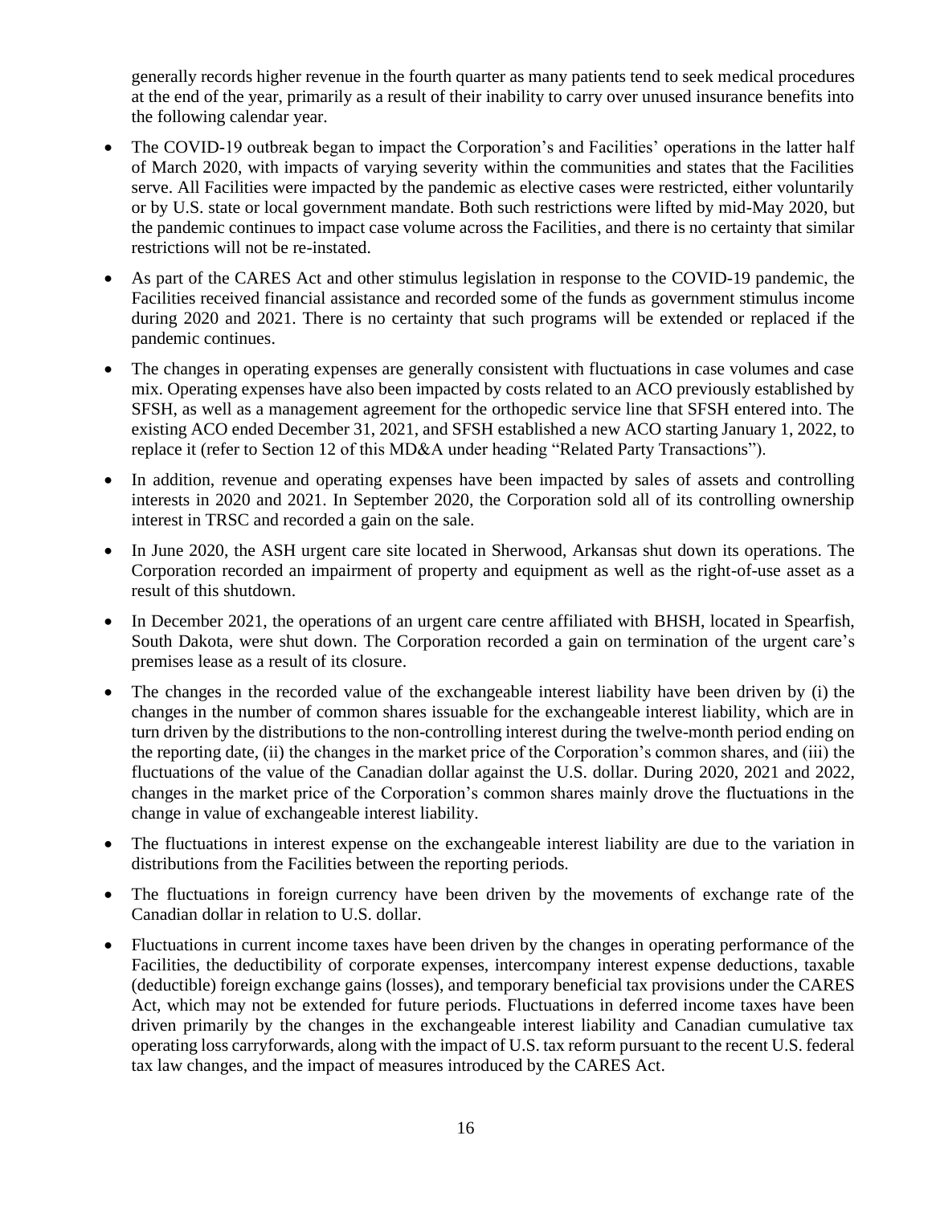generally records higher revenue in the fourth quarter as many patients tend to seek medical procedures at the end of the year, primarily as a result of their inability to carry over unused insurance benefits into the following calendar year.

- The COVID-19 outbreak began to impact the Corporation's and Facilities' operations in the latter half of March 2020, with impacts of varying severity within the communities and states that the Facilities serve. All Facilities were impacted by the pandemic as elective cases were restricted, either voluntarily or by U.S. state or local government mandate. Both such restrictions were lifted by mid-May 2020, but the pandemic continues to impact case volume across the Facilities, and there is no certainty that similar restrictions will not be re-instated.
- As part of the CARES Act and other stimulus legislation in response to the COVID-19 pandemic, the Facilities received financial assistance and recorded some of the funds as government stimulus income during 2020 and 2021. There is no certainty that such programs will be extended or replaced if the pandemic continues.
- The changes in operating expenses are generally consistent with fluctuations in case volumes and case mix. Operating expenses have also been impacted by costs related to an ACO previously established by SFSH, as well as a management agreement for the orthopedic service line that SFSH entered into. The existing ACO ended December 31, 2021, and SFSH established a new ACO starting January 1, 2022, to replace it (refer to Section 12 of this MD&A under heading "Related Party Transactions").
- In addition, revenue and operating expenses have been impacted by sales of assets and controlling interests in 2020 and 2021. In September 2020, the Corporation sold all of its controlling ownership interest in TRSC and recorded a gain on the sale.
- In June 2020, the ASH urgent care site located in Sherwood, Arkansas shut down its operations. The Corporation recorded an impairment of property and equipment as well as the right-of-use asset as a result of this shutdown.
- In December 2021, the operations of an urgent care centre affiliated with BHSH, located in Spearfish, South Dakota, were shut down. The Corporation recorded a gain on termination of the urgent care's premises lease as a result of its closure.
- The changes in the recorded value of the exchangeable interest liability have been driven by (i) the changes in the number of common shares issuable for the exchangeable interest liability, which are in turn driven by the distributions to the non-controlling interest during the twelve-month period ending on the reporting date, (ii) the changes in the market price of the Corporation's common shares, and (iii) the fluctuations of the value of the Canadian dollar against the U.S. dollar. During 2020, 2021 and 2022, changes in the market price of the Corporation's common shares mainly drove the fluctuations in the change in value of exchangeable interest liability.
- The fluctuations in interest expense on the exchangeable interest liability are due to the variation in distributions from the Facilities between the reporting periods.
- The fluctuations in foreign currency have been driven by the movements of exchange rate of the Canadian dollar in relation to U.S. dollar.
- Fluctuations in current income taxes have been driven by the changes in operating performance of the Facilities, the deductibility of corporate expenses, intercompany interest expense deductions, taxable (deductible) foreign exchange gains (losses), and temporary beneficial tax provisions under the CARES Act, which may not be extended for future periods. Fluctuations in deferred income taxes have been driven primarily by the changes in the exchangeable interest liability and Canadian cumulative tax operating loss carryforwards, along with the impact of U.S. tax reform pursuant to the recent U.S. federal tax law changes, and the impact of measures introduced by the CARES Act.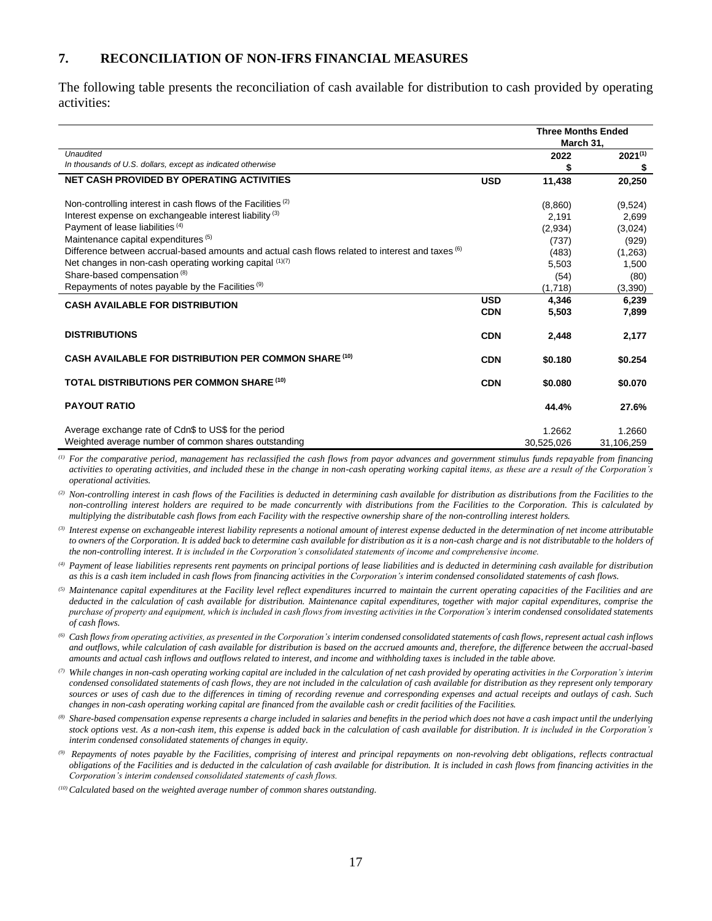## 7. RECONCILIATION OF NON-IFRS FINANCIAL MEASURES

The following table presents the reconciliation of cash available for distribution to cash provided by operating activities:

| | | Three Months Ended March 31, | |
|---|---|---|---|
| *Unaudited* | | 2022 | 2021[(1)] |
| *In thousands of U.S. dollars, except as indicated otherwise* | | $ | $ |
| **NET CASH PROVIDED BY OPERATING ACTIVITIES** | **USD** | **11,438** | **20,250** |
| Non-controlling interest in cash flows of the Facilities [(2)] | | (8,860) | (9,524) |
| Interest expense on exchangeable interest liability [(3)] | | 2,191 | 2,699 |
| Payment of lease liabilities [(4)] | | (2,934) | (3,024) |
| Maintenance capital expenditures [(5)] | | (737) | (929) |
| Difference between accrual-based amounts and actual cash flows related to interest and taxes [(6)] | | (483) | (1,263) |
| Net changes in non-cash operating working capital [(1)(7)] | | 5,503 | 1,500 |
| Share-based compensation [(8)] | | (54) | (80) |
| Repayments of notes payable by the Facilities [(9)] | | (1,718) | (3,390) |
| **CASH AVAILABLE FOR DISTRIBUTION** | **USD** | **4,346** | **6,239** |
| | **CDN** | **5,503** | **7,899** |
| **DISTRIBUTIONS** | **CDN** | **2,448** | **2,177** |
| **CASH AVAILABLE FOR DISTRIBUTION PER COMMON SHARE [(10)]** | **CDN** | **$0.180** | **$0.254** |
| **TOTAL DISTRIBUTIONS PER COMMON SHARE [(10)]** | **CDN** | **$0.080** | **$0.070** |
| **PAYOUT RATIO** | | **44.4%** | **27.6%** |
| Average exchange rate of Cdn$ to US$ for the period | | 1.2662 | 1.2660 |
| Weighted average number of common shares outstanding | | 30,525,026 | 31,106,259 |

*(1) For the comparative period, management has reclassified the cash flows from payor advances and government stimulus funds repayable from financing activities to operating activities, and included these in the change in non-cash operating working capital items, as these are a result of the Corporation's operational activities.*

*(2) Non-controlling interest in cash flows of the Facilities is deducted in determining cash available for distribution as distributions from the Facilities to the non-controlling interest holders are required to be made concurrently with distributions from the Facilities to the Corporation. This is calculated by multiplying the distributable cash flows from each Facility with the respective ownership share of the non-controlling interest holders.*

*(3) Interest expense on exchangeable interest liability represents a notional amount of interest expense deducted in the determination of net income attributable to owners of the Corporation. It is added back to determine cash available for distribution as it is a non-cash charge and is not distributable to the holders of the non-controlling interest. It is included in the Corporation's consolidated statements of income and comprehensive income.*

*(4) Payment of lease liabilities represents rent payments on principal portions of lease liabilities and is deducted in determining cash available for distribution as this is a cash item included in cash flows from financing activities in the Corporation's interim condensed consolidated statements of cash flows.*

*(5) Maintenance capital expenditures at the Facility level reflect expenditures incurred to maintain the current operating capacities of the Facilities and are deducted in the calculation of cash available for distribution. Maintenance capital expenditures, together with major capital expenditures, comprise the purchase of property and equipment, which is included in cash flows from investing activities in the Corporation's interim condensed consolidated statements of cash flows.*

*(6) Cash flows from operating activities, as presented in the Corporation's interim condensed consolidated statements of cash flows, represent actual cash inflows and outflows, while calculation of cash available for distribution is based on the accrued amounts and, therefore, the difference between the accrual-based amounts and actual cash inflows and outflows related to interest, and income and withholding taxes is included in the table above.*

*(7) While changes in non-cash operating working capital are included in the calculation of net cash provided by operating activities in the Corporation's interim condensed consolidated statements of cash flows, they are not included in the calculation of cash available for distribution as they represent only temporary sources or uses of cash due to the differences in timing of recording revenue and corresponding expenses and actual receipts and outlays of cash. Such changes in non-cash operating working capital are financed from the available cash or credit facilities of the Facilities.*

*(8) Share-based compensation expense represents a charge included in salaries and benefits in the period which does not have a cash impact until the underlying stock options vest. As a non-cash item, this expense is added back in the calculation of cash available for distribution. It is included in the Corporation's interim condensed consolidated statements of changes in equity.*

*(9) Repayments of notes payable by the Facilities, comprising of interest and principal repayments on non-revolving debt obligations, reflects contractual obligations of the Facilities and is deducted in the calculation of cash available for distribution. It is included in cash flows from financing activities in the Corporation's interim condensed consolidated statements of cash flows.*

*(10) Calculated based on the weighted average number of common shares outstanding.*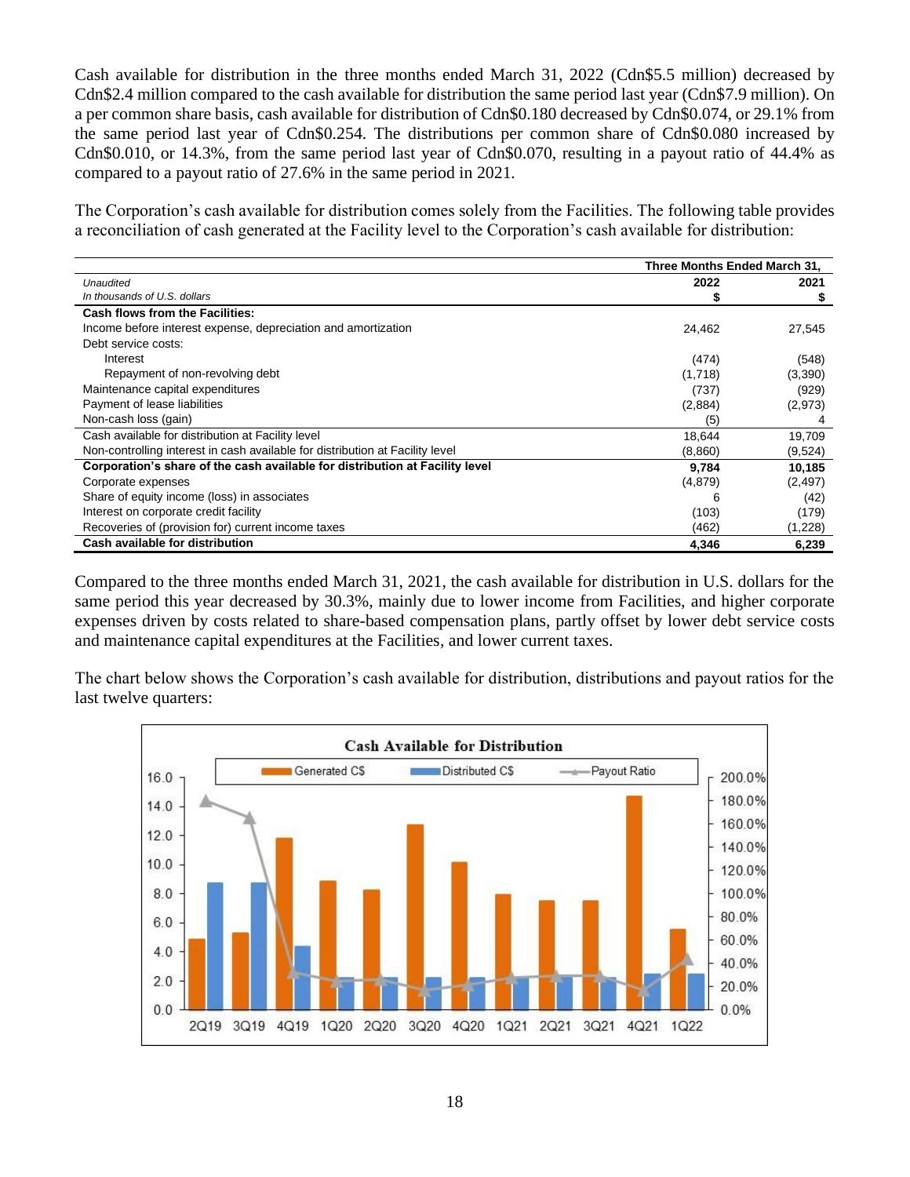Cash available for distribution in the three months ended March 31, 2022 (Cdn$5.5 million) decreased by Cdn$2.4 million compared to the cash available for distribution the same period last year (Cdn$7.9 million). On a per common share basis, cash available for distribution of Cdn$0.180 decreased by Cdn$0.074, or 29.1% from the same period last year of Cdn$0.254. The distributions per common share of Cdn$0.080 increased by Cdn$0.010, or 14.3%, from the same period last year of Cdn$0.070, resulting in a payout ratio of 44.4% as compared to a payout ratio of 27.6% in the same period in 2021.

The Corporation's cash available for distribution comes solely from the Facilities. The following table provides a reconciliation of cash generated at the Facility level to the Corporation's cash available for distribution:

| | Three Months Ended March 31, | |
|---|---|---|
| *Unaudited* | **2022** | **2021** |
| *In thousands of U.S. dollars* | **$** | **$** |
| **Cash flows from the Facilities:** | | |
| Income before interest expense, depreciation and amortization | 24,462 | 27,545 |
| Debt service costs: | | |
| Interest | (474) | (548) |
| Repayment of non-revolving debt | (1,718) | (3,390) |
| Maintenance capital expenditures | (737) | (929) |
| Payment of lease liabilities | (2,884) | (2,973) |
| Non-cash loss (gain) | (5) | 4 |
| Cash available for distribution at Facility level | 18,644 | 19,709 |
| Non-controlling interest in cash available for distribution at Facility level | (8,860) | (9,524) |
| **Corporation's share of the cash available for distribution at Facility level** | **9,784** | **10,185** |
| Corporate expenses | (4,879) | (2,497) |
| Share of equity income (loss) in associates | 6 | (42) |
| Interest on corporate credit facility | (103) | (179) |
| Recoveries of (provision for) current income taxes | (462) | (1,228) |
| **Cash available for distribution** | **4,346** | **6,239** |

Compared to the three months ended March 31, 2021, the cash available for distribution in U.S. dollars for the same period this year decreased by 30.3%, mainly due to lower income from Facilities, and higher corporate expenses driven by costs related to share-based compensation plans, partly offset by lower debt service costs and maintenance capital expenditures at the Facilities, and lower current taxes.

The chart below shows the Corporation's cash available for distribution, distributions and payout ratios for the last twelve quarters: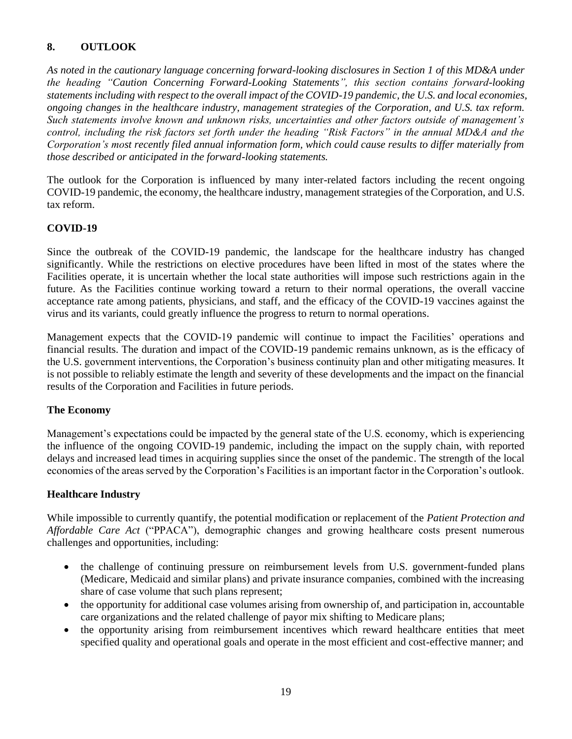## 8. OUTLOOK

*As noted in the cautionary language concerning forward-looking disclosures in Section 1 of this MD&A under the heading "Caution Concerning Forward-Looking Statements", this section contains forward-looking statements including with respect to the overall impact of the COVID-19 pandemic, the U.S. and local economies, ongoing changes in the healthcare industry, management strategies of the Corporation, and U.S. tax reform. Such statements involve known and unknown risks, uncertainties and other factors outside of management's control, including the risk factors set forth under the heading "Risk Factors" in the annual MD&A and the Corporation's most recently filed annual information form, which could cause results to differ materially from those described or anticipated in the forward-looking statements.*

The outlook for the Corporation is influenced by many inter-related factors including the recent ongoing COVID-19 pandemic, the economy, the healthcare industry, management strategies of the Corporation, and U.S. tax reform.

### COVID-19

Since the outbreak of the COVID-19 pandemic, the landscape for the healthcare industry has changed significantly. While the restrictions on elective procedures have been lifted in most of the states where the Facilities operate, it is uncertain whether the local state authorities will impose such restrictions again in the future. As the Facilities continue working toward a return to their normal operations, the overall vaccine acceptance rate among patients, physicians, and staff, and the efficacy of the COVID-19 vaccines against the virus and its variants, could greatly influence the progress to return to normal operations.

Management expects that the COVID-19 pandemic will continue to impact the Facilities' operations and financial results. The duration and impact of the COVID-19 pandemic remains unknown, as is the efficacy of the U.S. government interventions, the Corporation's business continuity plan and other mitigating measures. It is not possible to reliably estimate the length and severity of these developments and the impact on the financial results of the Corporation and Facilities in future periods.

### The Economy

Management's expectations could be impacted by the general state of the U.S. economy, which is experiencing the influence of the ongoing COVID-19 pandemic, including the impact on the supply chain, with reported delays and increased lead times in acquiring supplies since the onset of the pandemic. The strength of the local economies of the areas served by the Corporation's Facilities is an important factor in the Corporation's outlook.

### Healthcare Industry

While impossible to currently quantify, the potential modification or replacement of the *Patient Protection and Affordable Care Act* ("PPACA"), demographic changes and growing healthcare costs present numerous challenges and opportunities, including:

- the challenge of continuing pressure on reimbursement levels from U.S. government-funded plans (Medicare, Medicaid and similar plans) and private insurance companies, combined with the increasing share of case volume that such plans represent;
- the opportunity for additional case volumes arising from ownership of, and participation in, accountable care organizations and the related challenge of payor mix shifting to Medicare plans;
- the opportunity arising from reimbursement incentives which reward healthcare entities that meet specified quality and operational goals and operate in the most efficient and cost-effective manner; and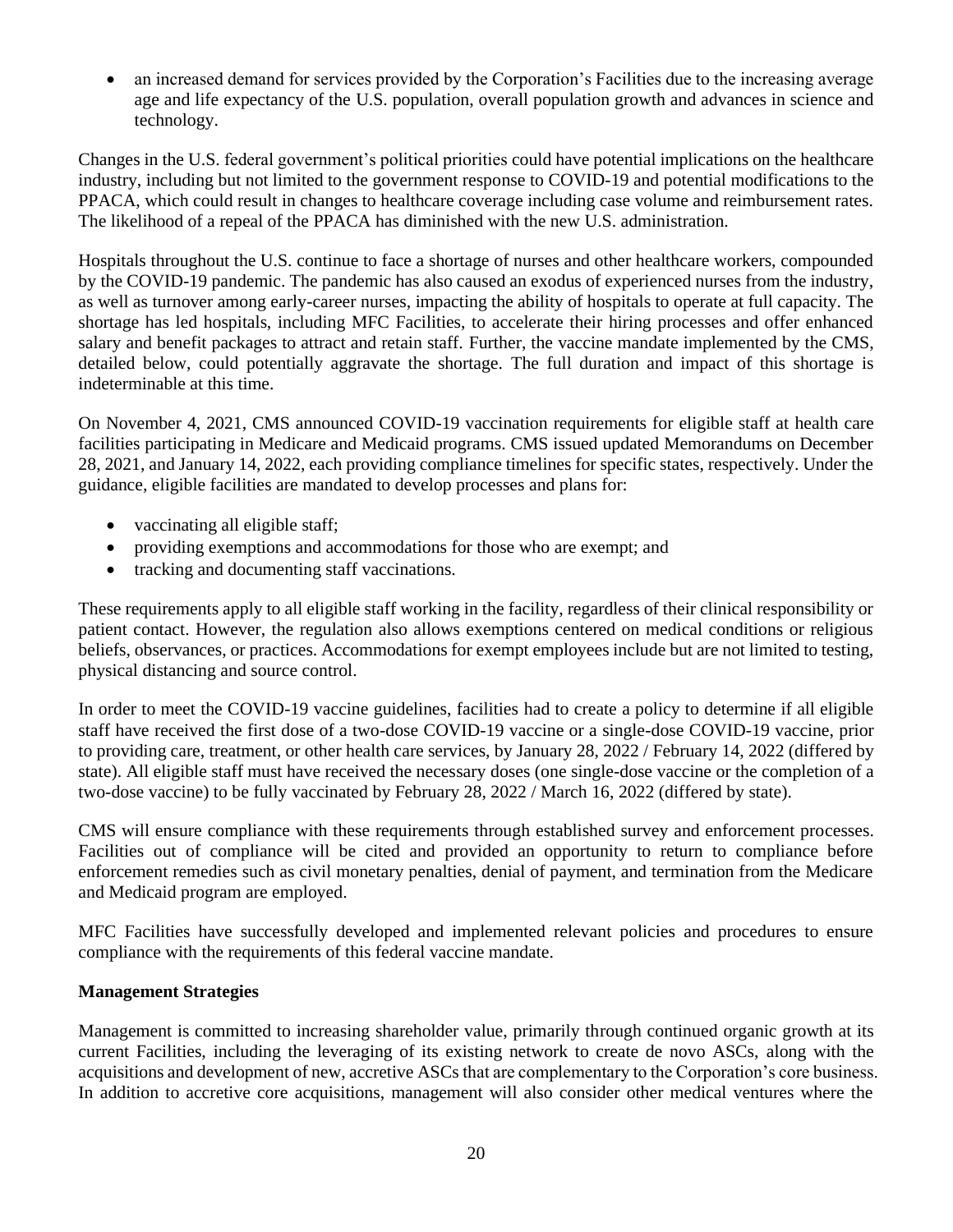- an increased demand for services provided by the Corporation's Facilities due to the increasing average age and life expectancy of the U.S. population, overall population growth and advances in science and technology.

Changes in the U.S. federal government's political priorities could have potential implications on the healthcare industry, including but not limited to the government response to COVID-19 and potential modifications to the PPACA, which could result in changes to healthcare coverage including case volume and reimbursement rates. The likelihood of a repeal of the PPACA has diminished with the new U.S. administration.

Hospitals throughout the U.S. continue to face a shortage of nurses and other healthcare workers, compounded by the COVID-19 pandemic. The pandemic has also caused an exodus of experienced nurses from the industry, as well as turnover among early-career nurses, impacting the ability of hospitals to operate at full capacity. The shortage has led hospitals, including MFC Facilities, to accelerate their hiring processes and offer enhanced salary and benefit packages to attract and retain staff. Further, the vaccine mandate implemented by the CMS, detailed below, could potentially aggravate the shortage. The full duration and impact of this shortage is indeterminable at this time.

On November 4, 2021, CMS announced COVID-19 vaccination requirements for eligible staff at health care facilities participating in Medicare and Medicaid programs. CMS issued updated Memorandums on December 28, 2021, and January 14, 2022, each providing compliance timelines for specific states, respectively. Under the guidance, eligible facilities are mandated to develop processes and plans for:

- vaccinating all eligible staff;
- providing exemptions and accommodations for those who are exempt; and
- tracking and documenting staff vaccinations.

These requirements apply to all eligible staff working in the facility, regardless of their clinical responsibility or patient contact. However, the regulation also allows exemptions centered on medical conditions or religious beliefs, observances, or practices. Accommodations for exempt employees include but are not limited to testing, physical distancing and source control.

In order to meet the COVID-19 vaccine guidelines, facilities had to create a policy to determine if all eligible staff have received the first dose of a two-dose COVID-19 vaccine or a single-dose COVID-19 vaccine, prior to providing care, treatment, or other health care services, by January 28, 2022 / February 14, 2022 (differed by state). All eligible staff must have received the necessary doses (one single-dose vaccine or the completion of a two-dose vaccine) to be fully vaccinated by February 28, 2022 / March 16, 2022 (differed by state).

CMS will ensure compliance with these requirements through established survey and enforcement processes. Facilities out of compliance will be cited and provided an opportunity to return to compliance before enforcement remedies such as civil monetary penalties, denial of payment, and termination from the Medicare and Medicaid program are employed.

MFC Facilities have successfully developed and implemented relevant policies and procedures to ensure compliance with the requirements of this federal vaccine mandate.

**Management Strategies**

Management is committed to increasing shareholder value, primarily through continued organic growth at its current Facilities, including the leveraging of its existing network to create de novo ASCs, along with the acquisitions and development of new, accretive ASCs that are complementary to the Corporation's core business. In addition to accretive core acquisitions, management will also consider other medical ventures where the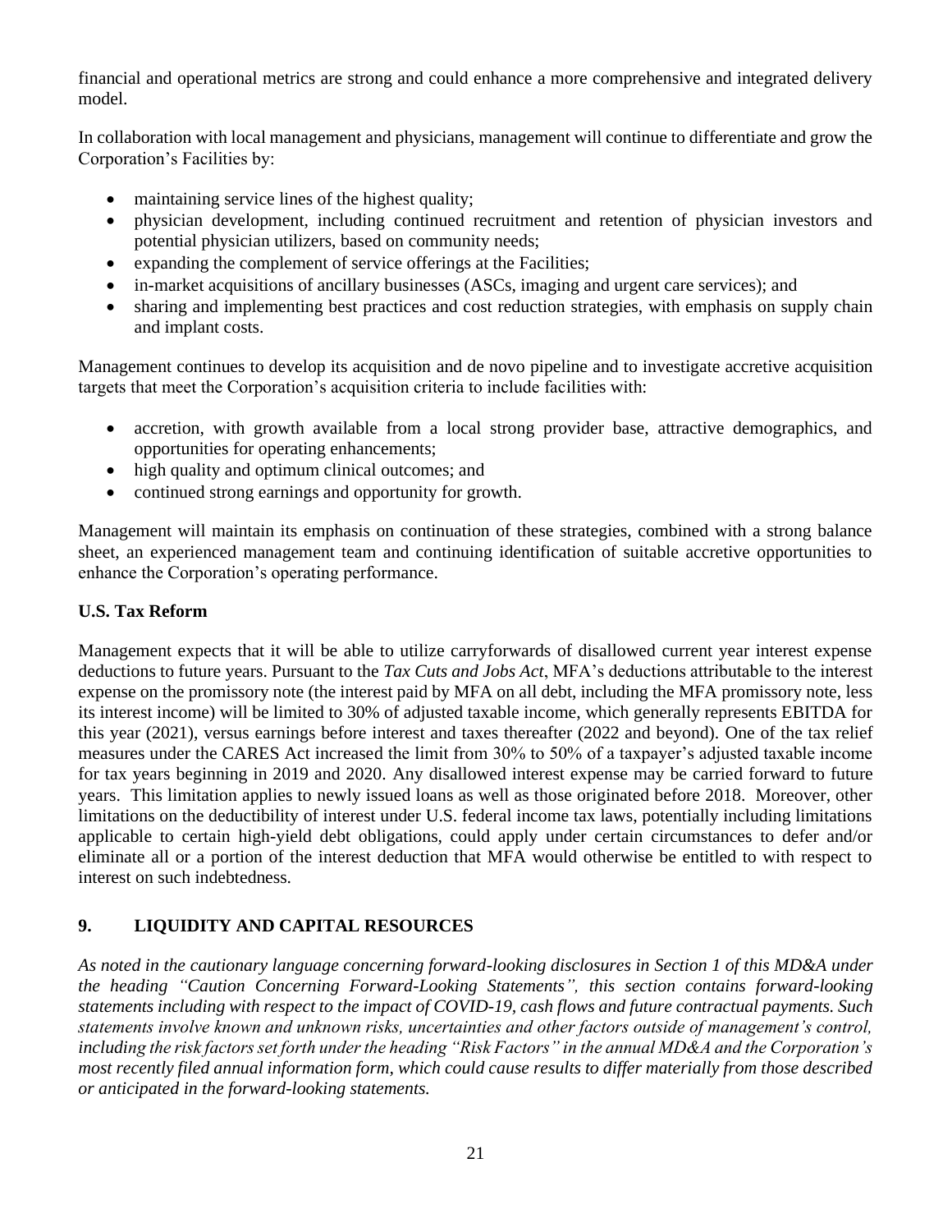financial and operational metrics are strong and could enhance a more comprehensive and integrated delivery model.

In collaboration with local management and physicians, management will continue to differentiate and grow the Corporation's Facilities by:

- maintaining service lines of the highest quality;
- physician development, including continued recruitment and retention of physician investors and potential physician utilizers, based on community needs;
- expanding the complement of service offerings at the Facilities;
- in-market acquisitions of ancillary businesses (ASCs, imaging and urgent care services); and
- sharing and implementing best practices and cost reduction strategies, with emphasis on supply chain and implant costs.

Management continues to develop its acquisition and de novo pipeline and to investigate accretive acquisition targets that meet the Corporation's acquisition criteria to include facilities with:

- accretion, with growth available from a local strong provider base, attractive demographics, and opportunities for operating enhancements;
- high quality and optimum clinical outcomes; and
- continued strong earnings and opportunity for growth.

Management will maintain its emphasis on continuation of these strategies, combined with a strong balance sheet, an experienced management team and continuing identification of suitable accretive opportunities to enhance the Corporation's operating performance.

### U.S. Tax Reform

Management expects that it will be able to utilize carryforwards of disallowed current year interest expense deductions to future years. Pursuant to the *Tax Cuts and Jobs Act*, MFA's deductions attributable to the interest expense on the promissory note (the interest paid by MFA on all debt, including the MFA promissory note, less its interest income) will be limited to 30% of adjusted taxable income, which generally represents EBITDA for this year (2021), versus earnings before interest and taxes thereafter (2022 and beyond). One of the tax relief measures under the CARES Act increased the limit from 30% to 50% of a taxpayer's adjusted taxable income for tax years beginning in 2019 and 2020. Any disallowed interest expense may be carried forward to future years. This limitation applies to newly issued loans as well as those originated before 2018. Moreover, other limitations on the deductibility of interest under U.S. federal income tax laws, potentially including limitations applicable to certain high-yield debt obligations, could apply under certain circumstances to defer and/or eliminate all or a portion of the interest deduction that MFA would otherwise be entitled to with respect to interest on such indebtedness.

## 9. LIQUIDITY AND CAPITAL RESOURCES

*As noted in the cautionary language concerning forward-looking disclosures in Section 1 of this MD&A under the heading "Caution Concerning Forward-Looking Statements", this section contains forward-looking statements including with respect to the impact of COVID-19, cash flows and future contractual payments. Such statements involve known and unknown risks, uncertainties and other factors outside of management's control, including the risk factors set forth under the heading "Risk Factors" in the annual MD&A and the Corporation's most recently filed annual information form, which could cause results to differ materially from those described or anticipated in the forward-looking statements.*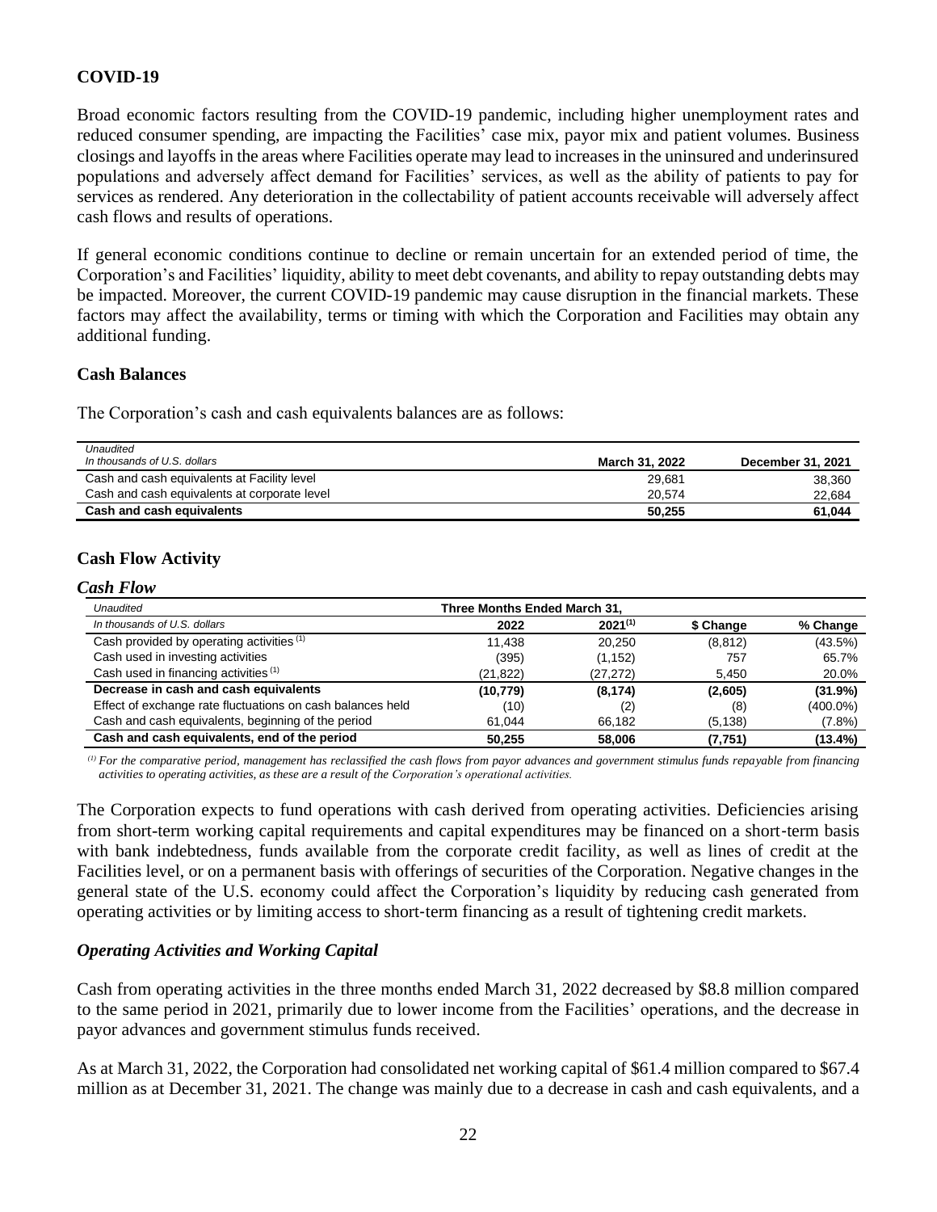## COVID-19

Broad economic factors resulting from the COVID-19 pandemic, including higher unemployment rates and reduced consumer spending, are impacting the Facilities' case mix, payor mix and patient volumes. Business closings and layoffs in the areas where Facilities operate may lead to increases in the uninsured and underinsured populations and adversely affect demand for Facilities' services, as well as the ability of patients to pay for services as rendered. Any deterioration in the collectability of patient accounts receivable will adversely affect cash flows and results of operations.

If general economic conditions continue to decline or remain uncertain for an extended period of time, the Corporation's and Facilities' liquidity, ability to meet debt covenants, and ability to repay outstanding debts may be impacted. Moreover, the current COVID-19 pandemic may cause disruption in the financial markets. These factors may affect the availability, terms or timing with which the Corporation and Facilities may obtain any additional funding.

## Cash Balances

The Corporation's cash and cash equivalents balances are as follows:

| *Unaudited* *In thousands of U.S. dollars* | March 31, 2022 | December 31, 2021 |
|---|---|---|
| Cash and cash equivalents at Facility level | 29,681 | 38,360 |
| Cash and cash equivalents at corporate level | 20,574 | 22,684 |
| **Cash and cash equivalents** | **50,255** | **61,044** |

## Cash Flow Activity

### *Cash Flow*

| *Unaudited* | Three Months Ended March 31, | | | |
|---|---|---|---|---|
| *In thousands of U.S. dollars* | 2022 | 2021[(1)] | $ Change | % Change |
| Cash provided by operating activities [(1)] | 11,438 | 20,250 | (8,812) | (43.5%) |
| Cash used in investing activities | (395) | (1,152) | 757 | 65.7% |
| Cash used in financing activities [(1)] | (21,822) | (27,272) | 5,450 | 20.0% |
| **Decrease in cash and cash equivalents** | **(10,779)** | **(8,174)** | **(2,605)** | **(31.9%)** |
| Effect of exchange rate fluctuations on cash balances held | (10) | (2) | (8) | (400.0%) |
| Cash and cash equivalents, beginning of the period | 61,044 | 66,182 | (5,138) | (7.8%) |
| **Cash and cash equivalents, end of the period** | **50,255** | **58,006** | **(7,751)** | **(13.4%)** |

*[(1)] For the comparative period, management has reclassified the cash flows from payor advances and government stimulus funds repayable from financing activities to operating activities, as these are a result of the Corporation's operational activities.*

The Corporation expects to fund operations with cash derived from operating activities. Deficiencies arising from short-term working capital requirements and capital expenditures may be financed on a short-term basis with bank indebtedness, funds available from the corporate credit facility, as well as lines of credit at the Facilities level, or on a permanent basis with offerings of securities of the Corporation. Negative changes in the general state of the U.S. economy could affect the Corporation's liquidity by reducing cash generated from operating activities or by limiting access to short-term financing as a result of tightening credit markets.

### *Operating Activities and Working Capital*

Cash from operating activities in the three months ended March 31, 2022 decreased by $8.8 million compared to the same period in 2021, primarily due to lower income from the Facilities' operations, and the decrease in payor advances and government stimulus funds received.

As at March 31, 2022, the Corporation had consolidated net working capital of $61.4 million compared to $67.4 million as at December 31, 2021. The change was mainly due to a decrease in cash and cash equivalents, and a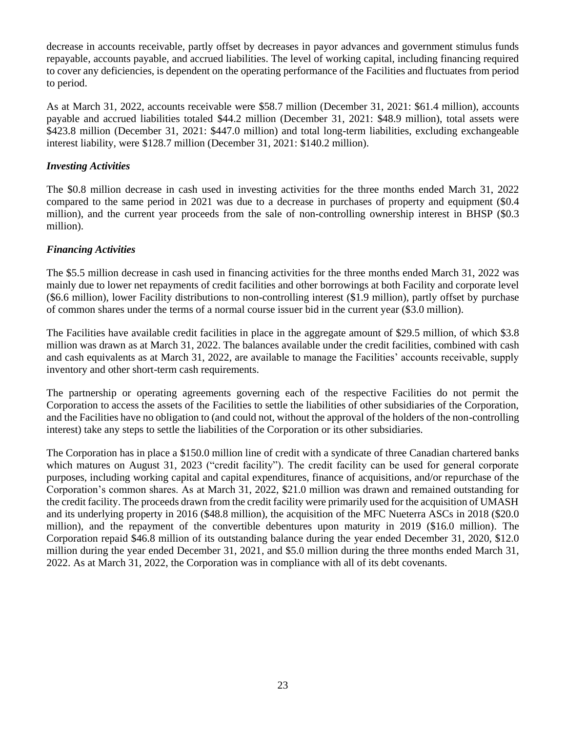decrease in accounts receivable, partly offset by decreases in payor advances and government stimulus funds repayable, accounts payable, and accrued liabilities. The level of working capital, including financing required to cover any deficiencies, is dependent on the operating performance of the Facilities and fluctuates from period to period.

As at March 31, 2022, accounts receivable were $58.7 million (December 31, 2021: $61.4 million), accounts payable and accrued liabilities totaled $44.2 million (December 31, 2021: $48.9 million), total assets were $423.8 million (December 31, 2021: $447.0 million) and total long-term liabilities, excluding exchangeable interest liability, were $128.7 million (December 31, 2021: $140.2 million).

### *Investing Activities*

The $0.8 million decrease in cash used in investing activities for the three months ended March 31, 2022 compared to the same period in 2021 was due to a decrease in purchases of property and equipment ($0.4 million), and the current year proceeds from the sale of non-controlling ownership interest in BHSP ($0.3 million).

### *Financing Activities*

The $5.5 million decrease in cash used in financing activities for the three months ended March 31, 2022 was mainly due to lower net repayments of credit facilities and other borrowings at both Facility and corporate level ($6.6 million), lower Facility distributions to non-controlling interest ($1.9 million), partly offset by purchase of common shares under the terms of a normal course issuer bid in the current year ($3.0 million).

The Facilities have available credit facilities in place in the aggregate amount of $29.5 million, of which $3.8 million was drawn as at March 31, 2022. The balances available under the credit facilities, combined with cash and cash equivalents as at March 31, 2022, are available to manage the Facilities' accounts receivable, supply inventory and other short-term cash requirements.

The partnership or operating agreements governing each of the respective Facilities do not permit the Corporation to access the assets of the Facilities to settle the liabilities of other subsidiaries of the Corporation, and the Facilities have no obligation to (and could not, without the approval of the holders of the non-controlling interest) take any steps to settle the liabilities of the Corporation or its other subsidiaries.

The Corporation has in place a $150.0 million line of credit with a syndicate of three Canadian chartered banks which matures on August 31, 2023 ("credit facility"). The credit facility can be used for general corporate purposes, including working capital and capital expenditures, finance of acquisitions, and/or repurchase of the Corporation's common shares. As at March 31, 2022, $21.0 million was drawn and remained outstanding for the credit facility. The proceeds drawn from the credit facility were primarily used for the acquisition of UMASH and its underlying property in 2016 ($48.8 million), the acquisition of the MFC Nueterra ASCs in 2018 ($20.0 million), and the repayment of the convertible debentures upon maturity in 2019 ($16.0 million). The Corporation repaid $46.8 million of its outstanding balance during the year ended December 31, 2020, $12.0 million during the year ended December 31, 2021, and $5.0 million during the three months ended March 31, 2022. As at March 31, 2022, the Corporation was in compliance with all of its debt covenants.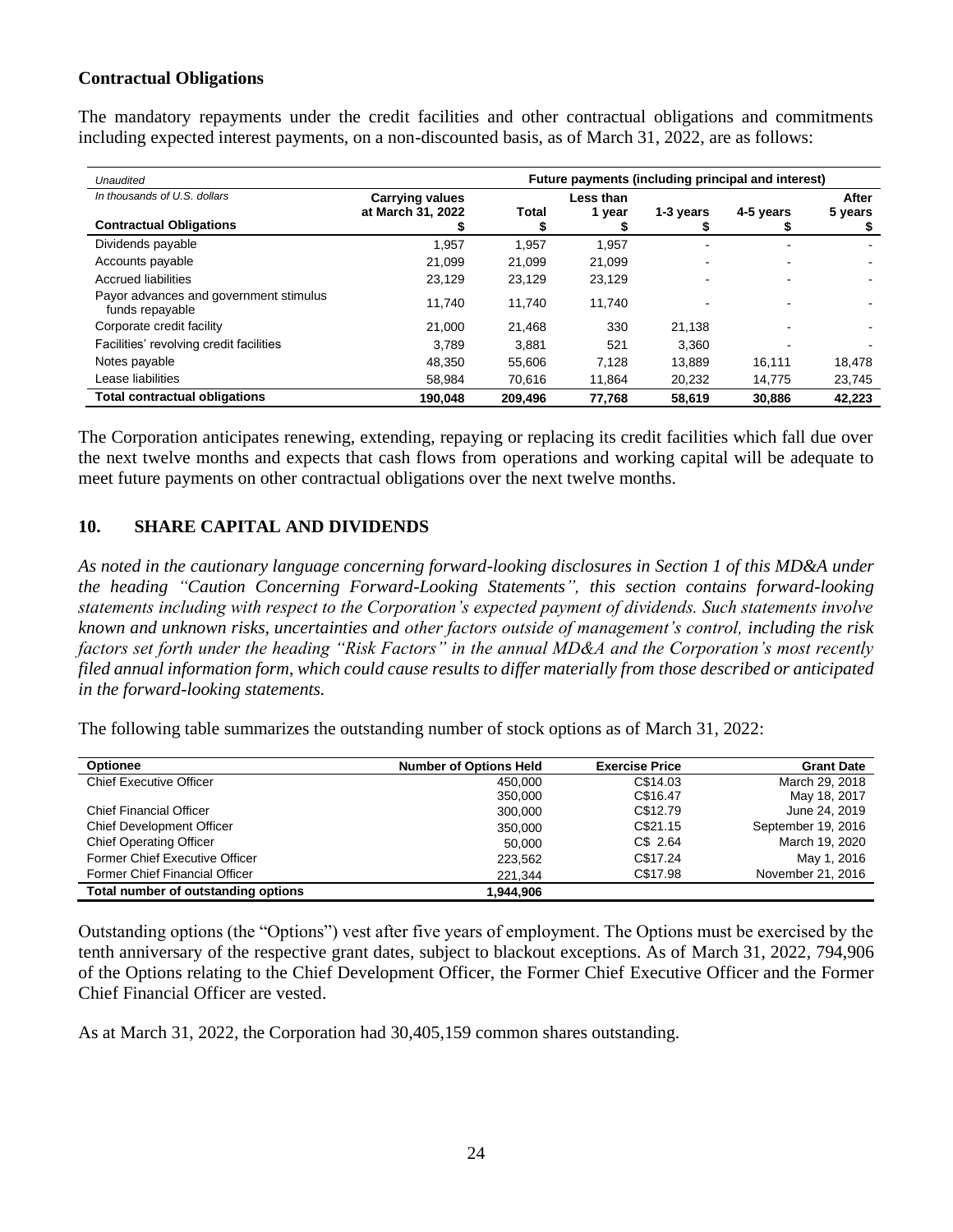### Contractual Obligations

The mandatory repayments under the credit facilities and other contractual obligations and commitments including expected interest payments, on a non-discounted basis, as of March 31, 2022, are as follows:

| *Unaudited* | | Future payments (including principal and interest) | | | | |
|---|---|---|---|---|---|---|
| *In thousands of U.S. dollars* | **Carrying values at March 31, 2022** | **Total** | **Less than 1 year** | **1-3 years** | **4-5 years** | **After 5 years** |
| **Contractual Obligations** | **$** | **$** | **$** | **$** | **$** | **$** |
| Dividends payable | 1,957 | 1,957 | 1,957 | - | - | - |
| Accounts payable | 21,099 | 21,099 | 21,099 | - | - | - |
| Accrued liabilities | 23,129 | 23,129 | 23,129 | - | - | - |
| Payor advances and government stimulus funds repayable | 11,740 | 11,740 | 11,740 | - | - | - |
| Corporate credit facility | 21,000 | 21,468 | 330 | 21,138 | - | - |
| Facilities' revolving credit facilities | 3,789 | 3,881 | 521 | 3,360 | - | - |
| Notes payable | 48,350 | 55,606 | 7,128 | 13,889 | 16,111 | 18,478 |
| Lease liabilities | 58,984 | 70,616 | 11,864 | 20,232 | 14,775 | 23,745 |
| **Total contractual obligations** | **190,048** | **209,496** | **77,768** | **58,619** | **30,886** | **42,223** |

The Corporation anticipates renewing, extending, repaying or replacing its credit facilities which fall due over the next twelve months and expects that cash flows from operations and working capital will be adequate to meet future payments on other contractual obligations over the next twelve months.

## 10. SHARE CAPITAL AND DIVIDENDS

*As noted in the cautionary language concerning forward-looking disclosures in Section 1 of this MD&A under the heading "Caution Concerning Forward-Looking Statements", this section contains forward-looking statements including with respect to the Corporation's expected payment of dividends. Such statements involve known and unknown risks, uncertainties and other factors outside of management's control, including the risk factors set forth under the heading "Risk Factors" in the annual MD&A and the Corporation's most recently filed annual information form, which could cause results to differ materially from those described or anticipated in the forward-looking statements.*

The following table summarizes the outstanding number of stock options as of March 31, 2022:

| Optionee | Number of Options Held | Exercise Price | Grant Date |
|---|---|---|---|
| Chief Executive Officer | 450,000 | C$14.03 | March 29, 2018 |
| | 350,000 | C$16.47 | May 18, 2017 |
| Chief Financial Officer | 300,000 | C$12.79 | June 24, 2019 |
| Chief Development Officer | 350,000 | C$21.15 | September 19, 2016 |
| Chief Operating Officer | 50,000 | C$ 2.64 | March 19, 2020 |
| Former Chief Executive Officer | 223,562 | C$17.24 | May 1, 2016 |
| Former Chief Financial Officer | 221,344 | C$17.98 | November 21, 2016 |
| **Total number of outstanding options** | **1,944,906** | | |

Outstanding options (the "Options") vest after five years of employment. The Options must be exercised by the tenth anniversary of the respective grant dates, subject to blackout exceptions. As of March 31, 2022, 794,906 of the Options relating to the Chief Development Officer, the Former Chief Executive Officer and the Former Chief Financial Officer are vested.

As at March 31, 2022, the Corporation had 30,405,159 common shares outstanding.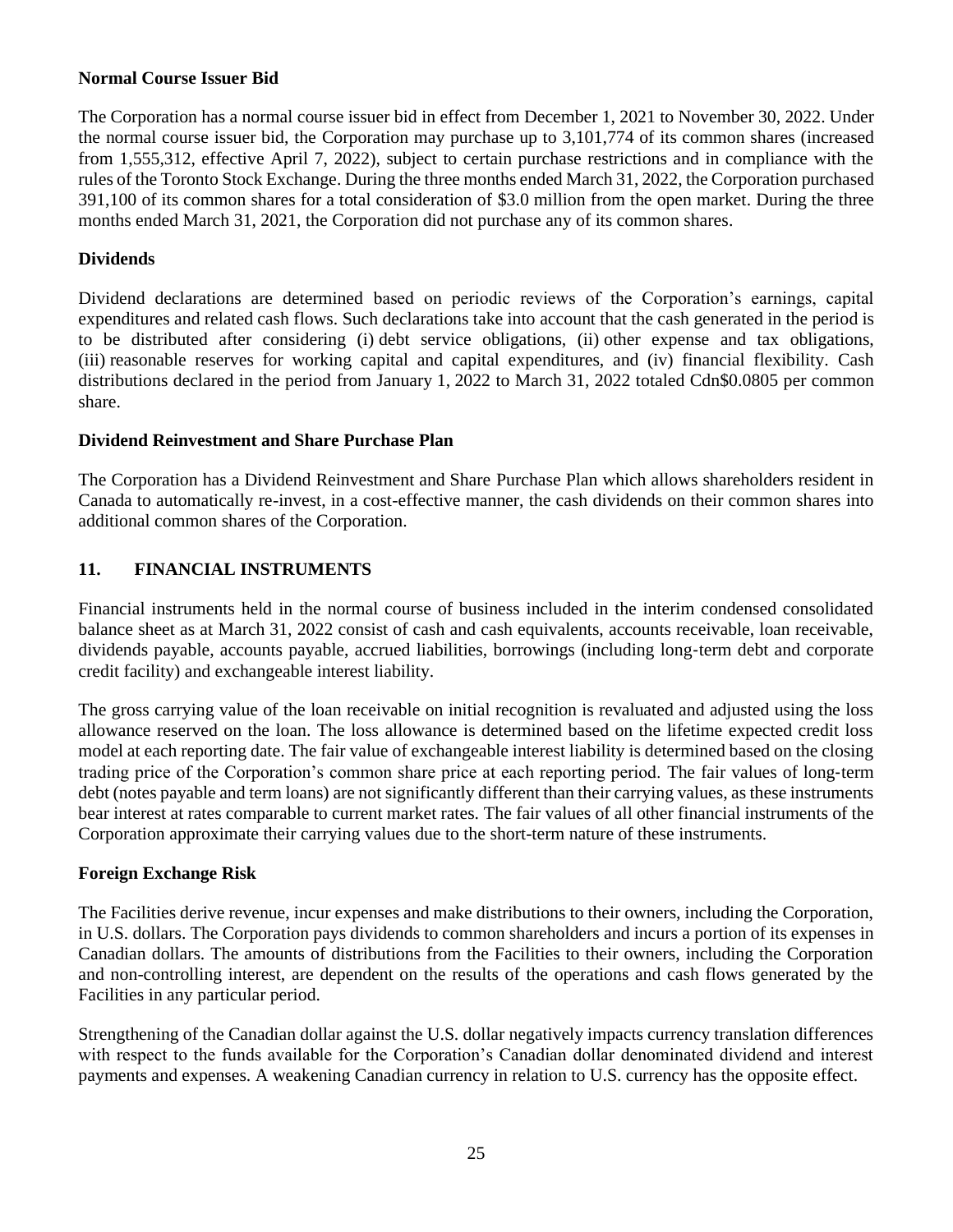**Normal Course Issuer Bid**

The Corporation has a normal course issuer bid in effect from December 1, 2021 to November 30, 2022. Under the normal course issuer bid, the Corporation may purchase up to 3,101,774 of its common shares (increased from 1,555,312, effective April 7, 2022), subject to certain purchase restrictions and in compliance with the rules of the Toronto Stock Exchange. During the three months ended March 31, 2022, the Corporation purchased 391,100 of its common shares for a total consideration of $3.0 million from the open market. During the three months ended March 31, 2021, the Corporation did not purchase any of its common shares.

**Dividends**

Dividend declarations are determined based on periodic reviews of the Corporation's earnings, capital expenditures and related cash flows. Such declarations take into account that the cash generated in the period is to be distributed after considering (i) debt service obligations, (ii) other expense and tax obligations, (iii) reasonable reserves for working capital and capital expenditures, and (iv) financial flexibility. Cash distributions declared in the period from January 1, 2022 to March 31, 2022 totaled Cdn$0.0805 per common share.

**Dividend Reinvestment and Share Purchase Plan**

The Corporation has a Dividend Reinvestment and Share Purchase Plan which allows shareholders resident in Canada to automatically re-invest, in a cost-effective manner, the cash dividends on their common shares into additional common shares of the Corporation.

## 11. FINANCIAL INSTRUMENTS

Financial instruments held in the normal course of business included in the interim condensed consolidated balance sheet as at March 31, 2022 consist of cash and cash equivalents, accounts receivable, loan receivable, dividends payable, accounts payable, accrued liabilities, borrowings (including long-term debt and corporate credit facility) and exchangeable interest liability.

The gross carrying value of the loan receivable on initial recognition is revaluated and adjusted using the loss allowance reserved on the loan. The loss allowance is determined based on the lifetime expected credit loss model at each reporting date. The fair value of exchangeable interest liability is determined based on the closing trading price of the Corporation's common share price at each reporting period. The fair values of long-term debt (notes payable and term loans) are not significantly different than their carrying values, as these instruments bear interest at rates comparable to current market rates. The fair values of all other financial instruments of the Corporation approximate their carrying values due to the short-term nature of these instruments.

**Foreign Exchange Risk**

The Facilities derive revenue, incur expenses and make distributions to their owners, including the Corporation, in U.S. dollars. The Corporation pays dividends to common shareholders and incurs a portion of its expenses in Canadian dollars. The amounts of distributions from the Facilities to their owners, including the Corporation and non-controlling interest, are dependent on the results of the operations and cash flows generated by the Facilities in any particular period.

Strengthening of the Canadian dollar against the U.S. dollar negatively impacts currency translation differences with respect to the funds available for the Corporation's Canadian dollar denominated dividend and interest payments and expenses. A weakening Canadian currency in relation to U.S. currency has the opposite effect.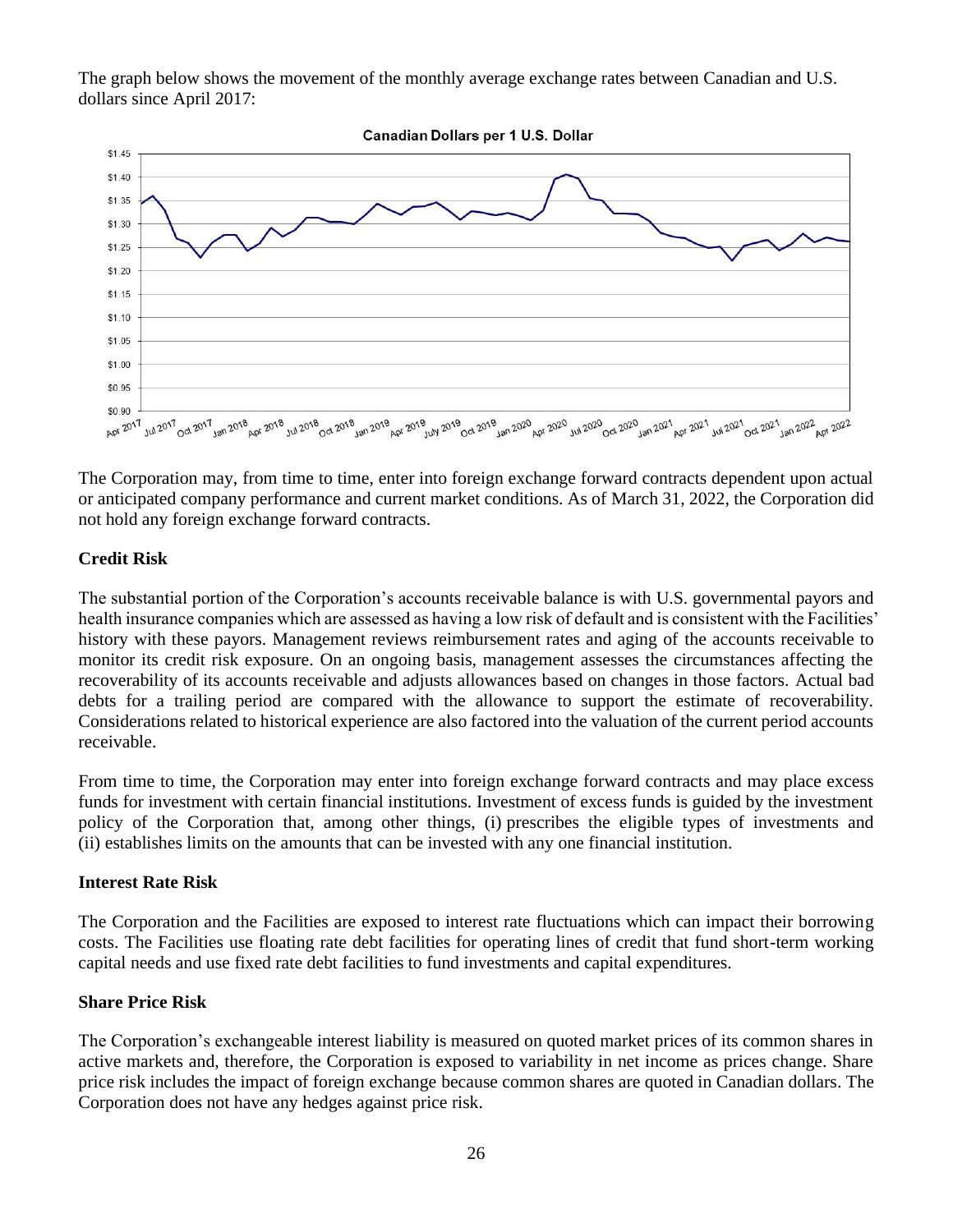The graph below shows the movement of the monthly average exchange rates between Canadian and U.S. dollars since April 2017:

The Corporation may, from time to time, enter into foreign exchange forward contracts dependent upon actual or anticipated company performance and current market conditions. As of March 31, 2022, the Corporation did not hold any foreign exchange forward contracts.

**Credit Risk**

The substantial portion of the Corporation's accounts receivable balance is with U.S. governmental payors and health insurance companies which are assessed as having a low risk of default and is consistent with the Facilities' history with these payors. Management reviews reimbursement rates and aging of the accounts receivable to monitor its credit risk exposure. On an ongoing basis, management assesses the circumstances affecting the recoverability of its accounts receivable and adjusts allowances based on changes in those factors. Actual bad debts for a trailing period are compared with the allowance to support the estimate of recoverability. Considerations related to historical experience are also factored into the valuation of the current period accounts receivable.

From time to time, the Corporation may enter into foreign exchange forward contracts and may place excess funds for investment with certain financial institutions. Investment of excess funds is guided by the investment policy of the Corporation that, among other things, (i) prescribes the eligible types of investments and (ii) establishes limits on the amounts that can be invested with any one financial institution.

**Interest Rate Risk**

The Corporation and the Facilities are exposed to interest rate fluctuations which can impact their borrowing costs. The Facilities use floating rate debt facilities for operating lines of credit that fund short-term working capital needs and use fixed rate debt facilities to fund investments and capital expenditures.

**Share Price Risk**

The Corporation's exchangeable interest liability is measured on quoted market prices of its common shares in active markets and, therefore, the Corporation is exposed to variability in net income as prices change. Share price risk includes the impact of foreign exchange because common shares are quoted in Canadian dollars. The Corporation does not have any hedges against price risk.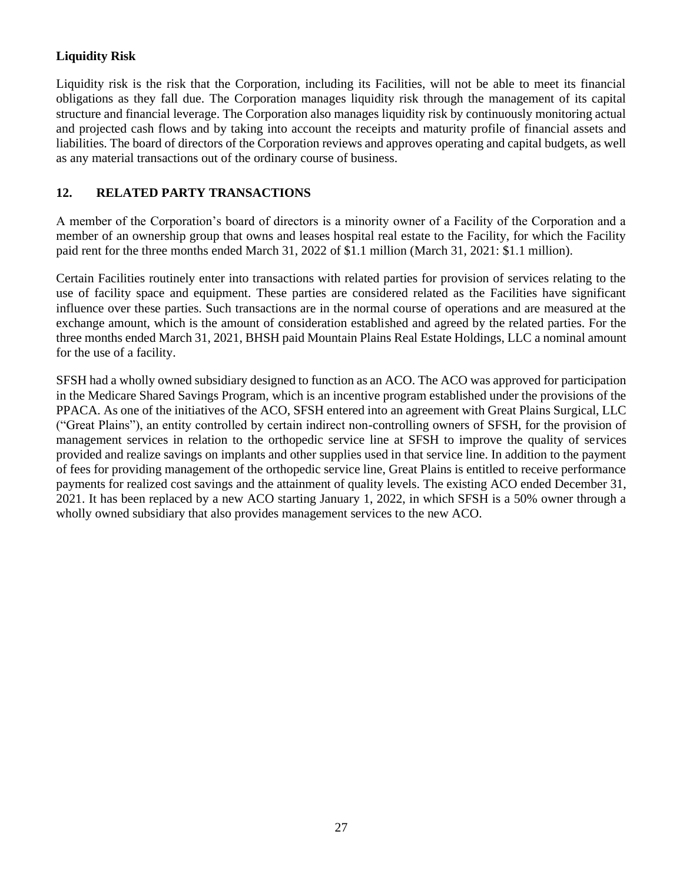**Liquidity Risk**

Liquidity risk is the risk that the Corporation, including its Facilities, will not be able to meet its financial obligations as they fall due. The Corporation manages liquidity risk through the management of its capital structure and financial leverage. The Corporation also manages liquidity risk by continuously monitoring actual and projected cash flows and by taking into account the receipts and maturity profile of financial assets and liabilities. The board of directors of the Corporation reviews and approves operating and capital budgets, as well as any material transactions out of the ordinary course of business.

## 12. RELATED PARTY TRANSACTIONS

A member of the Corporation's board of directors is a minority owner of a Facility of the Corporation and a member of an ownership group that owns and leases hospital real estate to the Facility, for which the Facility paid rent for the three months ended March 31, 2022 of $1.1 million (March 31, 2021: $1.1 million).

Certain Facilities routinely enter into transactions with related parties for provision of services relating to the use of facility space and equipment. These parties are considered related as the Facilities have significant influence over these parties. Such transactions are in the normal course of operations and are measured at the exchange amount, which is the amount of consideration established and agreed by the related parties. For the three months ended March 31, 2021, BHSH paid Mountain Plains Real Estate Holdings, LLC a nominal amount for the use of a facility.

SFSH had a wholly owned subsidiary designed to function as an ACO. The ACO was approved for participation in the Medicare Shared Savings Program, which is an incentive program established under the provisions of the PPACA. As one of the initiatives of the ACO, SFSH entered into an agreement with Great Plains Surgical, LLC ("Great Plains"), an entity controlled by certain indirect non-controlling owners of SFSH, for the provision of management services in relation to the orthopedic service line at SFSH to improve the quality of services provided and realize savings on implants and other supplies used in that service line. In addition to the payment of fees for providing management of the orthopedic service line, Great Plains is entitled to receive performance payments for realized cost savings and the attainment of quality levels. The existing ACO ended December 31, 2021. It has been replaced by a new ACO starting January 1, 2022, in which SFSH is a 50% owner through a wholly owned subsidiary that also provides management services to the new ACO.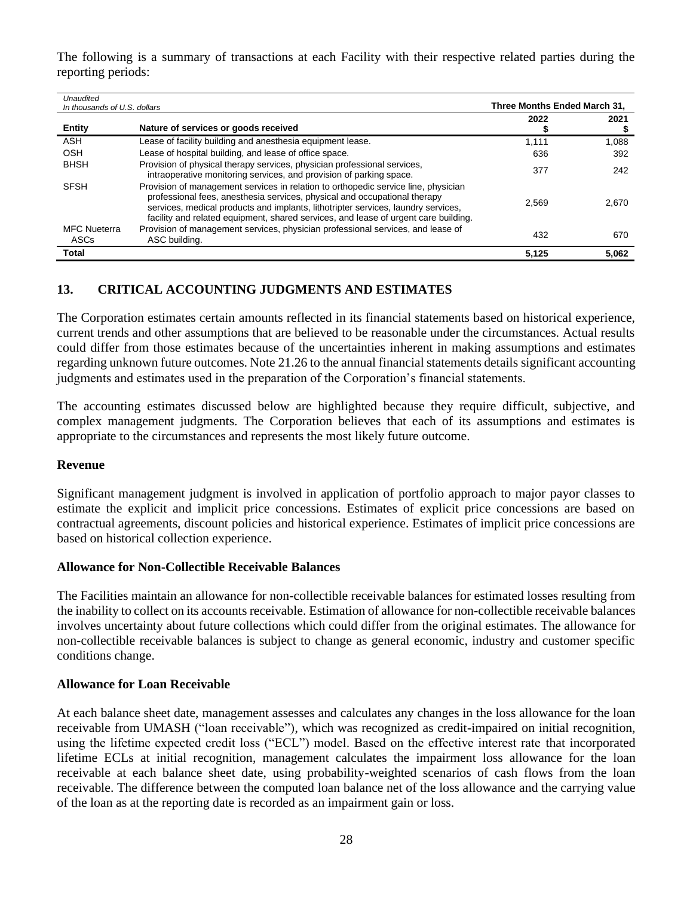The following is a summary of transactions at each Facility with their respective related parties during the reporting periods:

| *Unaudited* *In thousands of U.S. dollars* | | Three Months Ended March 31, | |
|---|---|---|---|
| **Entity** | **Nature of services or goods received** | **2022 $** | **2021 $** |
| ASH | Lease of facility building and anesthesia equipment lease. | 1,111 | 1,088 |
| OSH | Lease of hospital building, and lease of office space. | 636 | 392 |
| BHSH | Provision of physical therapy services, physician professional services, intraoperative monitoring services, and provision of parking space. | 377 | 242 |
| SFSH | Provision of management services in relation to orthopedic service line, physician professional fees, anesthesia services, physical and occupational therapy services, medical products and implants, lithotripter services, laundry services, facility and related equipment, shared services, and lease of urgent care building. | 2,569 | 2,670 |
| MFC Nueterra ASCs | Provision of management services, physician professional services, and lease of ASC building. | 432 | 670 |
| **Total** | | **5,125** | **5,062** |

## 13. CRITICAL ACCOUNTING JUDGMENTS AND ESTIMATES

The Corporation estimates certain amounts reflected in its financial statements based on historical experience, current trends and other assumptions that are believed to be reasonable under the circumstances. Actual results could differ from those estimates because of the uncertainties inherent in making assumptions and estimates regarding unknown future outcomes. Note 21.26 to the annual financial statements details significant accounting judgments and estimates used in the preparation of the Corporation's financial statements.

The accounting estimates discussed below are highlighted because they require difficult, subjective, and complex management judgments. The Corporation believes that each of its assumptions and estimates is appropriate to the circumstances and represents the most likely future outcome.

### Revenue

Significant management judgment is involved in application of portfolio approach to major payor classes to estimate the explicit and implicit price concessions. Estimates of explicit price concessions are based on contractual agreements, discount policies and historical experience. Estimates of implicit price concessions are based on historical collection experience.

### Allowance for Non-Collectible Receivable Balances

The Facilities maintain an allowance for non-collectible receivable balances for estimated losses resulting from the inability to collect on its accounts receivable. Estimation of allowance for non-collectible receivable balances involves uncertainty about future collections which could differ from the original estimates. The allowance for non-collectible receivable balances is subject to change as general economic, industry and customer specific conditions change.

### Allowance for Loan Receivable

At each balance sheet date, management assesses and calculates any changes in the loss allowance for the loan receivable from UMASH ("loan receivable"), which was recognized as credit-impaired on initial recognition, using the lifetime expected credit loss ("ECL") model. Based on the effective interest rate that incorporated lifetime ECLs at initial recognition, management calculates the impairment loss allowance for the loan receivable at each balance sheet date, using probability-weighted scenarios of cash flows from the loan receivable. The difference between the computed loan balance net of the loss allowance and the carrying value of the loan as at the reporting date is recorded as an impairment gain or loss.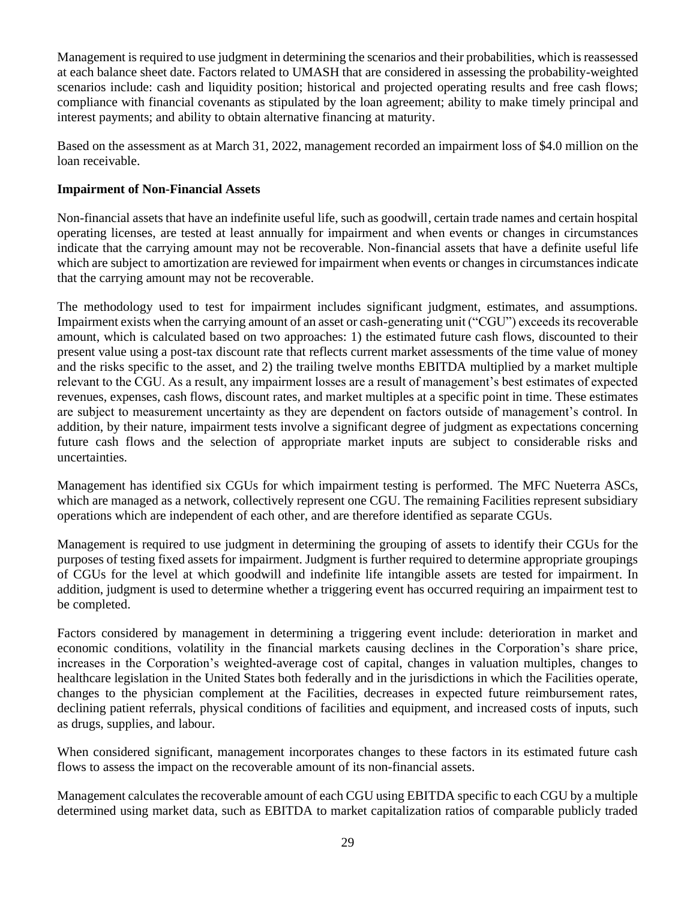Management is required to use judgment in determining the scenarios and their probabilities, which is reassessed at each balance sheet date. Factors related to UMASH that are considered in assessing the probability-weighted scenarios include: cash and liquidity position; historical and projected operating results and free cash flows; compliance with financial covenants as stipulated by the loan agreement; ability to make timely principal and interest payments; and ability to obtain alternative financing at maturity.

Based on the assessment as at March 31, 2022, management recorded an impairment loss of $4.0 million on the loan receivable.

**Impairment of Non-Financial Assets**

Non-financial assets that have an indefinite useful life, such as goodwill, certain trade names and certain hospital operating licenses, are tested at least annually for impairment and when events or changes in circumstances indicate that the carrying amount may not be recoverable. Non-financial assets that have a definite useful life which are subject to amortization are reviewed for impairment when events or changes in circumstances indicate that the carrying amount may not be recoverable.

The methodology used to test for impairment includes significant judgment, estimates, and assumptions. Impairment exists when the carrying amount of an asset or cash-generating unit ("CGU") exceeds its recoverable amount, which is calculated based on two approaches: 1) the estimated future cash flows, discounted to their present value using a post-tax discount rate that reflects current market assessments of the time value of money and the risks specific to the asset, and 2) the trailing twelve months EBITDA multiplied by a market multiple relevant to the CGU. As a result, any impairment losses are a result of management's best estimates of expected revenues, expenses, cash flows, discount rates, and market multiples at a specific point in time. These estimates are subject to measurement uncertainty as they are dependent on factors outside of management's control. In addition, by their nature, impairment tests involve a significant degree of judgment as expectations concerning future cash flows and the selection of appropriate market inputs are subject to considerable risks and uncertainties.

Management has identified six CGUs for which impairment testing is performed. The MFC Nueterra ASCs, which are managed as a network, collectively represent one CGU. The remaining Facilities represent subsidiary operations which are independent of each other, and are therefore identified as separate CGUs.

Management is required to use judgment in determining the grouping of assets to identify their CGUs for the purposes of testing fixed assets for impairment. Judgment is further required to determine appropriate groupings of CGUs for the level at which goodwill and indefinite life intangible assets are tested for impairment. In addition, judgment is used to determine whether a triggering event has occurred requiring an impairment test to be completed.

Factors considered by management in determining a triggering event include: deterioration in market and economic conditions, volatility in the financial markets causing declines in the Corporation's share price, increases in the Corporation's weighted-average cost of capital, changes in valuation multiples, changes to healthcare legislation in the United States both federally and in the jurisdictions in which the Facilities operate, changes to the physician complement at the Facilities, decreases in expected future reimbursement rates, declining patient referrals, physical conditions of facilities and equipment, and increased costs of inputs, such as drugs, supplies, and labour.

When considered significant, management incorporates changes to these factors in its estimated future cash flows to assess the impact on the recoverable amount of its non-financial assets.

Management calculates the recoverable amount of each CGU using EBITDA specific to each CGU by a multiple determined using market data, such as EBITDA to market capitalization ratios of comparable publicly traded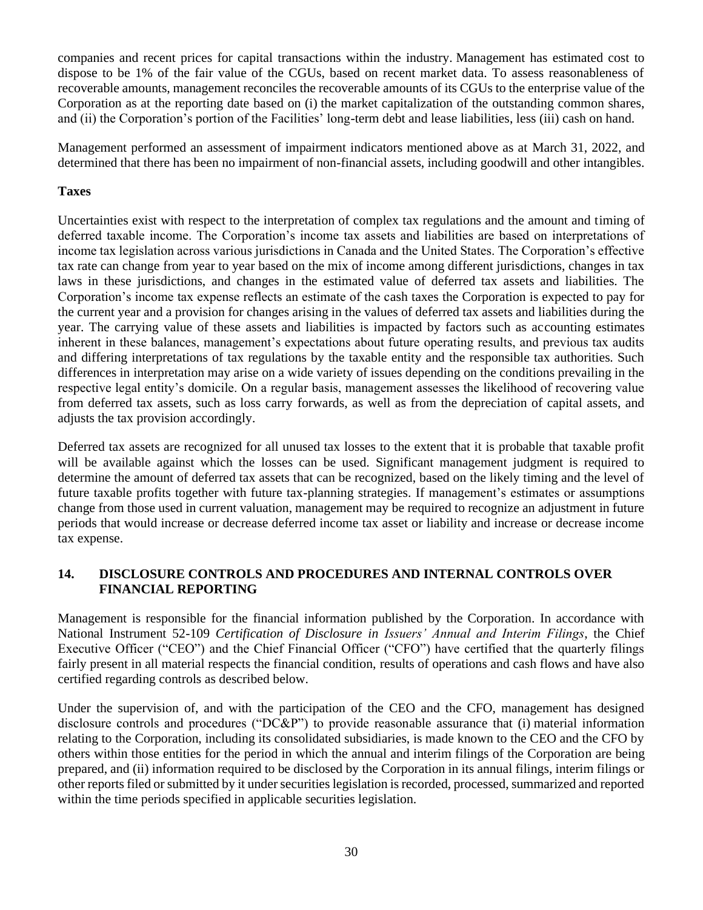companies and recent prices for capital transactions within the industry. Management has estimated cost to dispose to be 1% of the fair value of the CGUs, based on recent market data. To assess reasonableness of recoverable amounts, management reconciles the recoverable amounts of its CGUs to the enterprise value of the Corporation as at the reporting date based on (i) the market capitalization of the outstanding common shares, and (ii) the Corporation's portion of the Facilities' long-term debt and lease liabilities, less (iii) cash on hand.

Management performed an assessment of impairment indicators mentioned above as at March 31, 2022, and determined that there has been no impairment of non-financial assets, including goodwill and other intangibles.

**Taxes**

Uncertainties exist with respect to the interpretation of complex tax regulations and the amount and timing of deferred taxable income. The Corporation's income tax assets and liabilities are based on interpretations of income tax legislation across various jurisdictions in Canada and the United States. The Corporation's effective tax rate can change from year to year based on the mix of income among different jurisdictions, changes in tax laws in these jurisdictions, and changes in the estimated value of deferred tax assets and liabilities. The Corporation's income tax expense reflects an estimate of the cash taxes the Corporation is expected to pay for the current year and a provision for changes arising in the values of deferred tax assets and liabilities during the year. The carrying value of these assets and liabilities is impacted by factors such as accounting estimates inherent in these balances, management's expectations about future operating results, and previous tax audits and differing interpretations of tax regulations by the taxable entity and the responsible tax authorities. Such differences in interpretation may arise on a wide variety of issues depending on the conditions prevailing in the respective legal entity's domicile. On a regular basis, management assesses the likelihood of recovering value from deferred tax assets, such as loss carry forwards, as well as from the depreciation of capital assets, and adjusts the tax provision accordingly.

Deferred tax assets are recognized for all unused tax losses to the extent that it is probable that taxable profit will be available against which the losses can be used. Significant management judgment is required to determine the amount of deferred tax assets that can be recognized, based on the likely timing and the level of future taxable profits together with future tax-planning strategies. If management's estimates or assumptions change from those used in current valuation, management may be required to recognize an adjustment in future periods that would increase or decrease deferred income tax asset or liability and increase or decrease income tax expense.

## 14. DISCLOSURE CONTROLS AND PROCEDURES AND INTERNAL CONTROLS OVER FINANCIAL REPORTING

Management is responsible for the financial information published by the Corporation. In accordance with National Instrument 52-109 *Certification of Disclosure in Issuers' Annual and Interim Filings*, the Chief Executive Officer ("CEO") and the Chief Financial Officer ("CFO") have certified that the quarterly filings fairly present in all material respects the financial condition, results of operations and cash flows and have also certified regarding controls as described below.

Under the supervision of, and with the participation of the CEO and the CFO, management has designed disclosure controls and procedures ("DC&P") to provide reasonable assurance that (i) material information relating to the Corporation, including its consolidated subsidiaries, is made known to the CEO and the CFO by others within those entities for the period in which the annual and interim filings of the Corporation are being prepared, and (ii) information required to be disclosed by the Corporation in its annual filings, interim filings or other reports filed or submitted by it under securities legislation is recorded, processed, summarized and reported within the time periods specified in applicable securities legislation.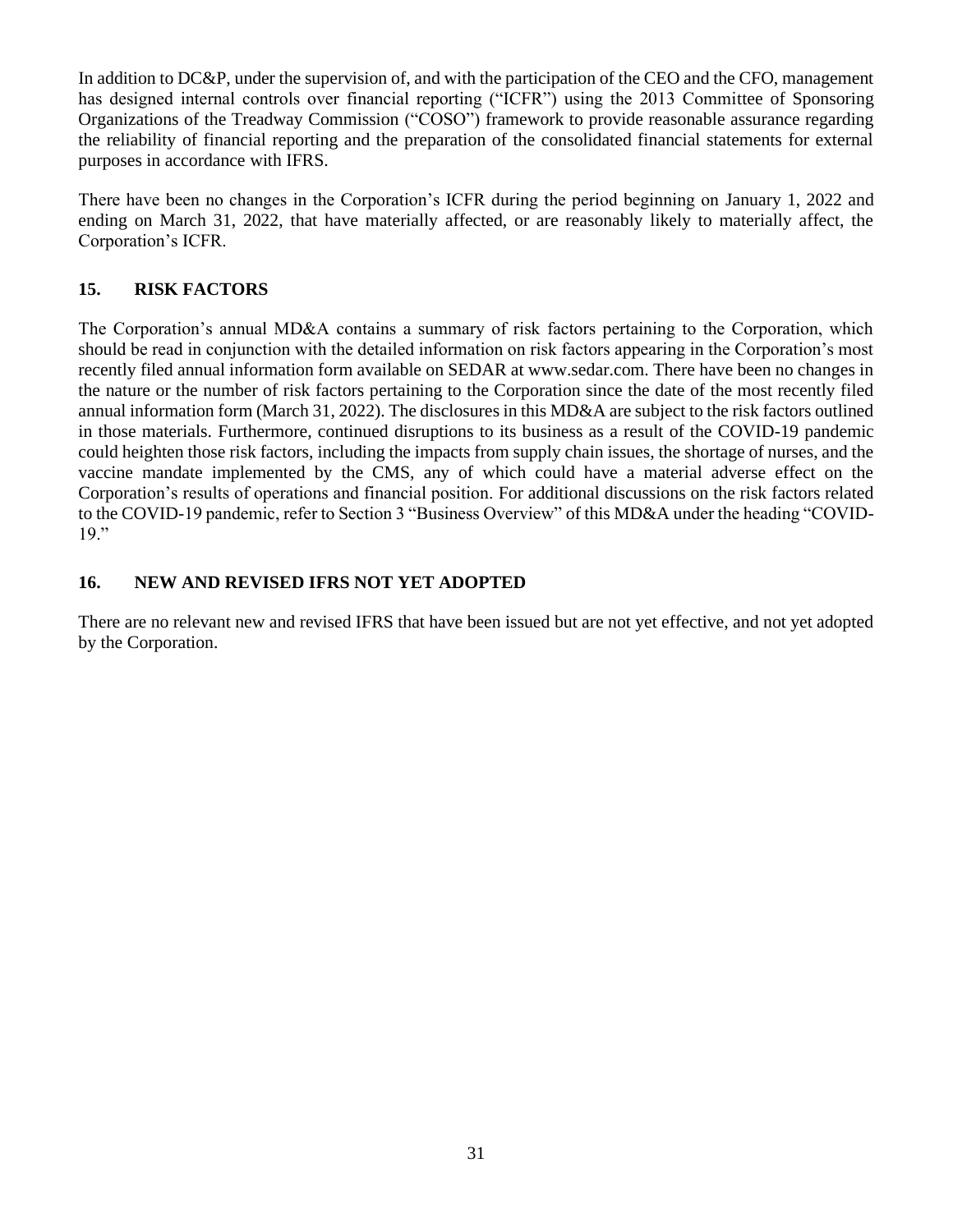In addition to DC&P, under the supervision of, and with the participation of the CEO and the CFO, management has designed internal controls over financial reporting ("ICFR") using the 2013 Committee of Sponsoring Organizations of the Treadway Commission ("COSO") framework to provide reasonable assurance regarding the reliability of financial reporting and the preparation of the consolidated financial statements for external purposes in accordance with IFRS.

There have been no changes in the Corporation's ICFR during the period beginning on January 1, 2022 and ending on March 31, 2022, that have materially affected, or are reasonably likely to materially affect, the Corporation's ICFR.

## 15. RISK FACTORS

The Corporation's annual MD&A contains a summary of risk factors pertaining to the Corporation, which should be read in conjunction with the detailed information on risk factors appearing in the Corporation's most recently filed annual information form available on SEDAR at www.sedar.com. There have been no changes in the nature or the number of risk factors pertaining to the Corporation since the date of the most recently filed annual information form (March 31, 2022). The disclosures in this MD&A are subject to the risk factors outlined in those materials. Furthermore, continued disruptions to its business as a result of the COVID-19 pandemic could heighten those risk factors, including the impacts from supply chain issues, the shortage of nurses, and the vaccine mandate implemented by the CMS, any of which could have a material adverse effect on the Corporation's results of operations and financial position. For additional discussions on the risk factors related to the COVID-19 pandemic, refer to Section 3 "Business Overview" of this MD&A under the heading "COVID-19."

## 16. NEW AND REVISED IFRS NOT YET ADOPTED

There are no relevant new and revised IFRS that have been issued but are not yet effective, and not yet adopted by the Corporation.